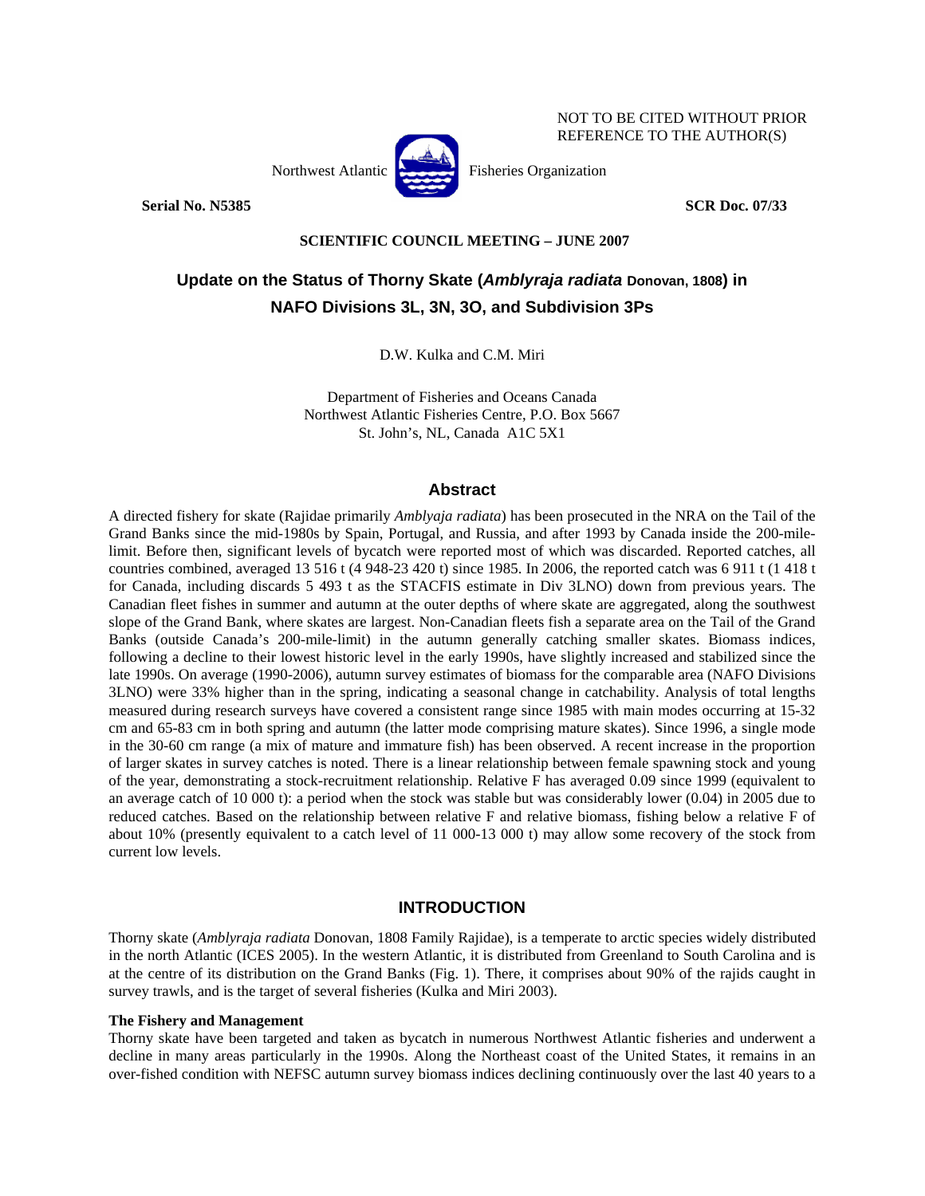NOT TO BE CITED WITHOUT PRIOR REFERENCE TO THE AUTHOR(S)

Northwest Atlantic Fisheries Organization

**Serial No. N5385** **SCR Doc. 07/33**

**SCIENTIFIC COUNCIL MEETING – JUNE 2007**

# Update on the Status of Thorny Skate (*Amblyraja radiata* Donovan, 1808) in NAFO Divisions 3L, 3N, 3O, and Subdivision 3Ps

D.W. Kulka and C.M. Miri

Department of Fisheries and Oceans Canada
Northwest Atlantic Fisheries Centre, P.O. Box 5667
St. John's, NL, Canada A1C 5X1

## Abstract

A directed fishery for skate (Rajidae primarily *Amblyaja radiata*) has been prosecuted in the NRA on the Tail of the Grand Banks since the mid-1980s by Spain, Portugal, and Russia, and after 1993 by Canada inside the 200-mile-limit. Before then, significant levels of bycatch were reported most of which was discarded. Reported catches, all countries combined, averaged 13 516 t (4 948-23 420 t) since 1985. In 2006, the reported catch was 6 911 t (1 418 t for Canada, including discards 5 493 t as the STACFIS estimate in Div 3LNO) down from previous years. The Canadian fleet fishes in summer and autumn at the outer depths of where skate are aggregated, along the southwest slope of the Grand Bank, where skates are largest. Non-Canadian fleets fish a separate area on the Tail of the Grand Banks (outside Canada's 200-mile-limit) in the autumn generally catching smaller skates. Biomass indices, following a decline to their lowest historic level in the early 1990s, have slightly increased and stabilized since the late 1990s. On average (1990-2006), autumn survey estimates of biomass for the comparable area (NAFO Divisions 3LNO) were 33% higher than in the spring, indicating a seasonal change in catchability. Analysis of total lengths measured during research surveys have covered a consistent range since 1985 with main modes occurring at 15-32 cm and 65-83 cm in both spring and autumn (the latter mode comprising mature skates). Since 1996, a single mode in the 30-60 cm range (a mix of mature and immature fish) has been observed. A recent increase in the proportion of larger skates in survey catches is noted. There is a linear relationship between female spawning stock and young of the year, demonstrating a stock-recruitment relationship. Relative F has averaged 0.09 since 1999 (equivalent to an average catch of 10 000 t): a period when the stock was stable but was considerably lower (0.04) in 2005 due to reduced catches. Based on the relationship between relative F and relative biomass, fishing below a relative F of about 10% (presently equivalent to a catch level of 11 000-13 000 t) may allow some recovery of the stock from current low levels.

## INTRODUCTION

Thorny skate (*Amblyraja radiata* Donovan, 1808 Family Rajidae), is a temperate to arctic species widely distributed in the north Atlantic (ICES 2005). In the western Atlantic, it is distributed from Greenland to South Carolina and is at the centre of its distribution on the Grand Banks (Fig. 1). There, it comprises about 90% of the rajids caught in survey trawls, and is the target of several fisheries (Kulka and Miri 2003).

### The Fishery and Management

Thorny skate have been targeted and taken as bycatch in numerous Northwest Atlantic fisheries and underwent a decline in many areas particularly in the 1990s. Along the Northeast coast of the United States, it remains in an over-fished condition with NEFSC autumn survey biomass indices declining continuously over the last 40 years to a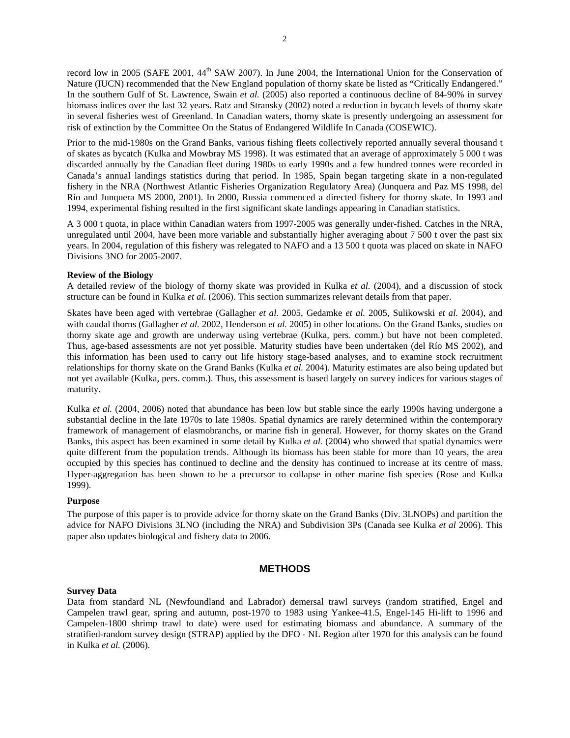record low in 2005 (SAFE 2001, 44th SAW 2007). In June 2004, the International Union for the Conservation of Nature (IUCN) recommended that the New England population of thorny skate be listed as "Critically Endangered." In the southern Gulf of St. Lawrence, Swain *et al.* (2005) also reported a continuous decline of 84-90% in survey biomass indices over the last 32 years. Ratz and Stransky (2002) noted a reduction in bycatch levels of thorny skate in several fisheries west of Greenland. In Canadian waters, thorny skate is presently undergoing an assessment for risk of extinction by the Committee On the Status of Endangered Wildlife In Canada (COSEWIC).

Prior to the mid-1980s on the Grand Banks, various fishing fleets collectively reported annually several thousand t of skates as bycatch (Kulka and Mowbray MS 1998). It was estimated that an average of approximately 5 000 t was discarded annually by the Canadian fleet during 1980s to early 1990s and a few hundred tonnes were recorded in Canada's annual landings statistics during that period. In 1985, Spain began targeting skate in a non-regulated fishery in the NRA (Northwest Atlantic Fisheries Organization Regulatory Area) (Junquera and Paz MS 1998, del Río and Junquera MS 2000, 2001). In 2000, Russia commenced a directed fishery for thorny skate. In 1993 and 1994, experimental fishing resulted in the first significant skate landings appearing in Canadian statistics.

A 3 000 t quota, in place within Canadian waters from 1997-2005 was generally under-fished. Catches in the NRA, unregulated until 2004, have been more variable and substantially higher averaging about 7 500 t over the past six years. In 2004, regulation of this fishery was relegated to NAFO and a 13 500 t quota was placed on skate in NAFO Divisions 3NO for 2005-2007.

**Review of the Biology**

A detailed review of the biology of thorny skate was provided in Kulka *et al.* (2004), and a discussion of stock structure can be found in Kulka *et al.* (2006). This section summarizes relevant details from that paper.

Skates have been aged with vertebrae (Gallagher *et al.* 2005, Gedamke *et al.* 2005, Sulikowski *et al.* 2004), and with caudal thorns (Gallagher *et al.* 2002, Henderson *et al.* 2005) in other locations. On the Grand Banks, studies on thorny skate age and growth are underway using vertebrae (Kulka, pers. comm.) but have not been completed. Thus, age-based assessments are not yet possible. Maturity studies have been undertaken (del Río MS 2002), and this information has been used to carry out life history stage-based analyses, and to examine stock recruitment relationships for thorny skate on the Grand Banks (Kulka *et al.* 2004). Maturity estimates are also being updated but not yet available (Kulka, pers. comm.). Thus, this assessment is based largely on survey indices for various stages of maturity.

Kulka *et al.* (2004, 2006) noted that abundance has been low but stable since the early 1990s having undergone a substantial decline in the late 1970s to late 1980s. Spatial dynamics are rarely determined within the contemporary framework of management of elasmobranchs, or marine fish in general. However, for thorny skates on the Grand Banks, this aspect has been examined in some detail by Kulka *et al.* (2004) who showed that spatial dynamics were quite different from the population trends. Although its biomass has been stable for more than 10 years, the area occupied by this species has continued to decline and the density has continued to increase at its centre of mass. Hyper-aggregation has been shown to be a precursor to collapse in other marine fish species (Rose and Kulka 1999).

**Purpose**

The purpose of this paper is to provide advice for thorny skate on the Grand Banks (Div. 3LNOPs) and partition the advice for NAFO Divisions 3LNO (including the NRA) and Subdivision 3Ps (Canada see Kulka *et al* 2006). This paper also updates biological and fishery data to 2006.

## METHODS

**Survey Data**

Data from standard NL (Newfoundland and Labrador) demersal trawl surveys (random stratified, Engel and Campelen trawl gear, spring and autumn, post-1970 to 1983 using Yankee-41.5, Engel-145 Hi-lift to 1996 and Campelen-1800 shrimp trawl to date) were used for estimating biomass and abundance. A summary of the stratified-random survey design (STRAP) applied by the DFO - NL Region after 1970 for this analysis can be found in Kulka *et al.* (2006).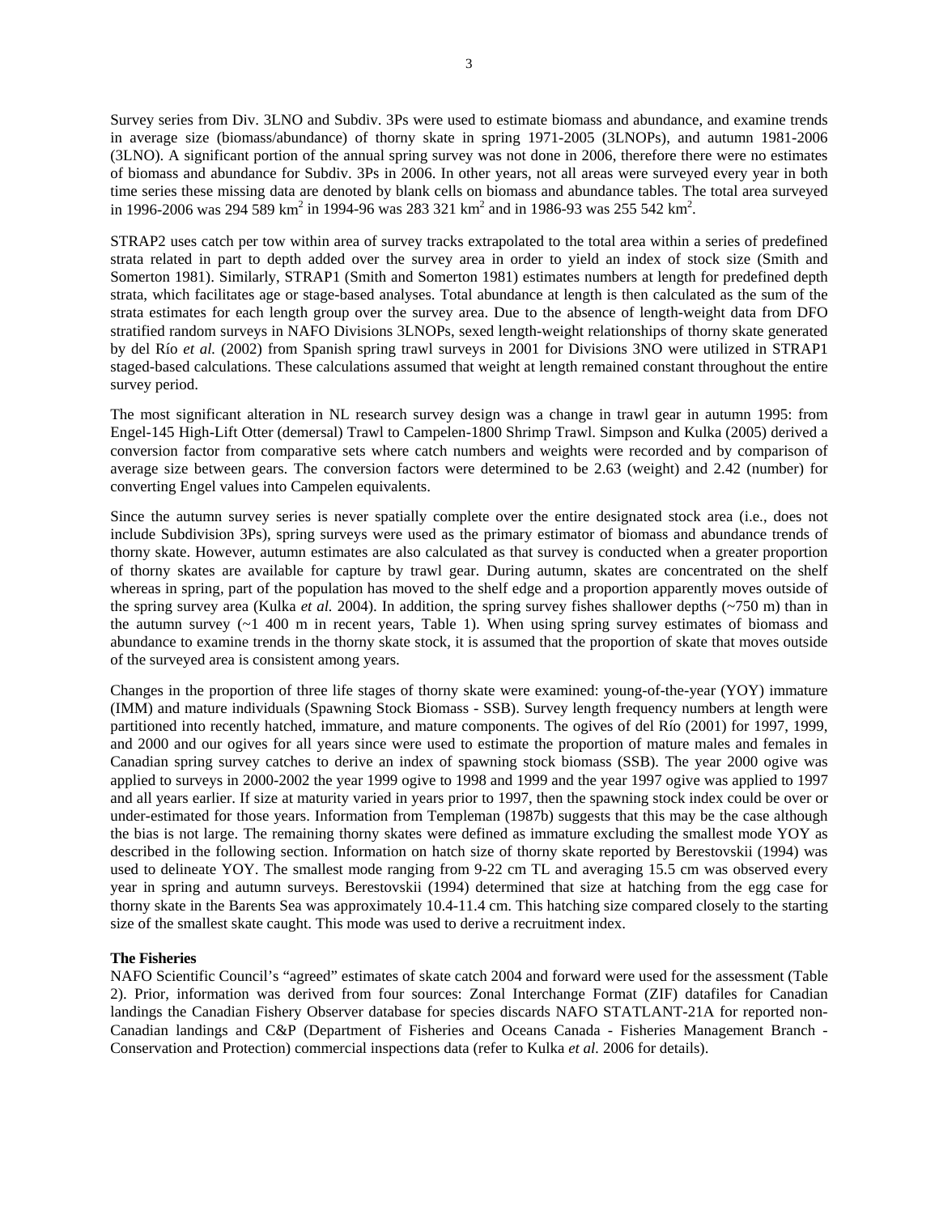Survey series from Div. 3LNO and Subdiv. 3Ps were used to estimate biomass and abundance, and examine trends in average size (biomass/abundance) of thorny skate in spring 1971-2005 (3LNOPs), and autumn 1981-2006 (3LNO). A significant portion of the annual spring survey was not done in 2006, therefore there were no estimates of biomass and abundance for Subdiv. 3Ps in 2006. In other years, not all areas were surveyed every year in both time series these missing data are denoted by blank cells on biomass and abundance tables. The total area surveyed in 1996-2006 was 294 589 km$^2$ in 1994-96 was 283 321 km$^2$ and in 1986-93 was 255 542 km$^2$.

STRAP2 uses catch per tow within area of survey tracks extrapolated to the total area within a series of predefined strata related in part to depth added over the survey area in order to yield an index of stock size (Smith and Somerton 1981). Similarly, STRAP1 (Smith and Somerton 1981) estimates numbers at length for predefined depth strata, which facilitates age or stage-based analyses. Total abundance at length is then calculated as the sum of the strata estimates for each length group over the survey area. Due to the absence of length-weight data from DFO stratified random surveys in NAFO Divisions 3LNOPs, sexed length-weight relationships of thorny skate generated by del Río *et al.* (2002) from Spanish spring trawl surveys in 2001 for Divisions 3NO were utilized in STRAP1 staged-based calculations. These calculations assumed that weight at length remained constant throughout the entire survey period.

The most significant alteration in NL research survey design was a change in trawl gear in autumn 1995: from Engel-145 High-Lift Otter (demersal) Trawl to Campelen-1800 Shrimp Trawl. Simpson and Kulka (2005) derived a conversion factor from comparative sets where catch numbers and weights were recorded and by comparison of average size between gears. The conversion factors were determined to be 2.63 (weight) and 2.42 (number) for converting Engel values into Campelen equivalents.

Since the autumn survey series is never spatially complete over the entire designated stock area (i.e., does not include Subdivision 3Ps), spring surveys were used as the primary estimator of biomass and abundance trends of thorny skate. However, autumn estimates are also calculated as that survey is conducted when a greater proportion of thorny skates are available for capture by trawl gear. During autumn, skates are concentrated on the shelf whereas in spring, part of the population has moved to the shelf edge and a proportion apparently moves outside of the spring survey area (Kulka *et al.* 2004). In addition, the spring survey fishes shallower depths (~750 m) than in the autumn survey (~1 400 m in recent years, Table 1). When using spring survey estimates of biomass and abundance to examine trends in the thorny skate stock, it is assumed that the proportion of skate that moves outside of the surveyed area is consistent among years.

Changes in the proportion of three life stages of thorny skate were examined: young-of-the-year (YOY) immature (IMM) and mature individuals (Spawning Stock Biomass - SSB). Survey length frequency numbers at length were partitioned into recently hatched, immature, and mature components. The ogives of del Río (2001) for 1997, 1999, and 2000 and our ogives for all years since were used to estimate the proportion of mature males and females in Canadian spring survey catches to derive an index of spawning stock biomass (SSB). The year 2000 ogive was applied to surveys in 2000-2002 the year 1999 ogive to 1998 and 1999 and the year 1997 ogive was applied to 1997 and all years earlier. If size at maturity varied in years prior to 1997, then the spawning stock index could be over or under-estimated for those years. Information from Templeman (1987b) suggests that this may be the case although the bias is not large. The remaining thorny skates were defined as immature excluding the smallest mode YOY as described in the following section. Information on hatch size of thorny skate reported by Berestovskii (1994) was used to delineate YOY. The smallest mode ranging from 9-22 cm TL and averaging 15.5 cm was observed every year in spring and autumn surveys. Berestovskii (1994) determined that size at hatching from the egg case for thorny skate in the Barents Sea was approximately 10.4-11.4 cm. This hatching size compared closely to the starting size of the smallest skate caught. This mode was used to derive a recruitment index.

**The Fisheries**

NAFO Scientific Council's "agreed" estimates of skate catch 2004 and forward were used for the assessment (Table 2). Prior, information was derived from four sources: Zonal Interchange Format (ZIF) datafiles for Canadian landings the Canadian Fishery Observer database for species discards NAFO STATLANT-21A for reported non-Canadian landings and C&P (Department of Fisheries and Oceans Canada - Fisheries Management Branch - Conservation and Protection) commercial inspections data (refer to Kulka *et al.* 2006 for details).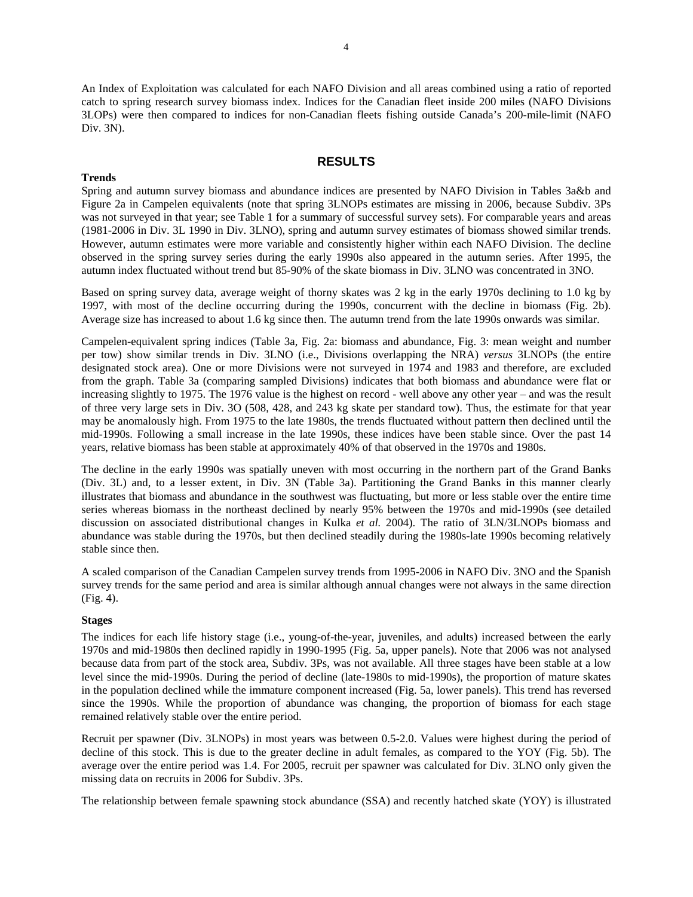An Index of Exploitation was calculated for each NAFO Division and all areas combined using a ratio of reported catch to spring research survey biomass index. Indices for the Canadian fleet inside 200 miles (NAFO Divisions 3LOPs) were then compared to indices for non-Canadian fleets fishing outside Canada's 200-mile-limit (NAFO Div. 3N).

## RESULTS

### Trends

Spring and autumn survey biomass and abundance indices are presented by NAFO Division in Tables 3a&b and Figure 2a in Campelen equivalents (note that spring 3LNOPs estimates are missing in 2006, because Subdiv. 3Ps was not surveyed in that year; see Table 1 for a summary of successful survey sets). For comparable years and areas (1981-2006 in Div. 3L 1990 in Div. 3LNO), spring and autumn survey estimates of biomass showed similar trends. However, autumn estimates were more variable and consistently higher within each NAFO Division. The decline observed in the spring survey series during the early 1990s also appeared in the autumn series. After 1995, the autumn index fluctuated without trend but 85-90% of the skate biomass in Div. 3LNO was concentrated in 3NO.

Based on spring survey data, average weight of thorny skates was 2 kg in the early 1970s declining to 1.0 kg by 1997, with most of the decline occurring during the 1990s, concurrent with the decline in biomass (Fig. 2b). Average size has increased to about 1.6 kg since then. The autumn trend from the late 1990s onwards was similar.

Campelen-equivalent spring indices (Table 3a, Fig. 2a: biomass and abundance, Fig. 3: mean weight and number per tow) show similar trends in Div. 3LNO (i.e., Divisions overlapping the NRA) *versus* 3LNOPs (the entire designated stock area). One or more Divisions were not surveyed in 1974 and 1983 and therefore, are excluded from the graph. Table 3a (comparing sampled Divisions) indicates that both biomass and abundance were flat or increasing slightly to 1975. The 1976 value is the highest on record - well above any other year – and was the result of three very large sets in Div. 3O (508, 428, and 243 kg skate per standard tow). Thus, the estimate for that year may be anomalously high. From 1975 to the late 1980s, the trends fluctuated without pattern then declined until the mid-1990s. Following a small increase in the late 1990s, these indices have been stable since. Over the past 14 years, relative biomass has been stable at approximately 40% of that observed in the 1970s and 1980s.

The decline in the early 1990s was spatially uneven with most occurring in the northern part of the Grand Banks (Div. 3L) and, to a lesser extent, in Div. 3N (Table 3a). Partitioning the Grand Banks in this manner clearly illustrates that biomass and abundance in the southwest was fluctuating, but more or less stable over the entire time series whereas biomass in the northeast declined by nearly 95% between the 1970s and mid-1990s (see detailed discussion on associated distributional changes in Kulka *et al.* 2004). The ratio of 3LN/3LNOPs biomass and abundance was stable during the 1970s, but then declined steadily during the 1980s-late 1990s becoming relatively stable since then.

A scaled comparison of the Canadian Campelen survey trends from 1995-2006 in NAFO Div. 3NO and the Spanish survey trends for the same period and area is similar although annual changes were not always in the same direction (Fig. 4).

### Stages

The indices for each life history stage (i.e., young-of-the-year, juveniles, and adults) increased between the early 1970s and mid-1980s then declined rapidly in 1990-1995 (Fig. 5a, upper panels). Note that 2006 was not analysed because data from part of the stock area, Subdiv. 3Ps, was not available. All three stages have been stable at a low level since the mid-1990s. During the period of decline (late-1980s to mid-1990s), the proportion of mature skates in the population declined while the immature component increased (Fig. 5a, lower panels). This trend has reversed since the 1990s. While the proportion of abundance was changing, the proportion of biomass for each stage remained relatively stable over the entire period.

Recruit per spawner (Div. 3LNOPs) in most years was between 0.5-2.0. Values were highest during the period of decline of this stock. This is due to the greater decline in adult females, as compared to the YOY (Fig. 5b). The average over the entire period was 1.4. For 2005, recruit per spawner was calculated for Div. 3LNO only given the missing data on recruits in 2006 for Subdiv. 3Ps.

The relationship between female spawning stock abundance (SSA) and recently hatched skate (YOY) is illustrated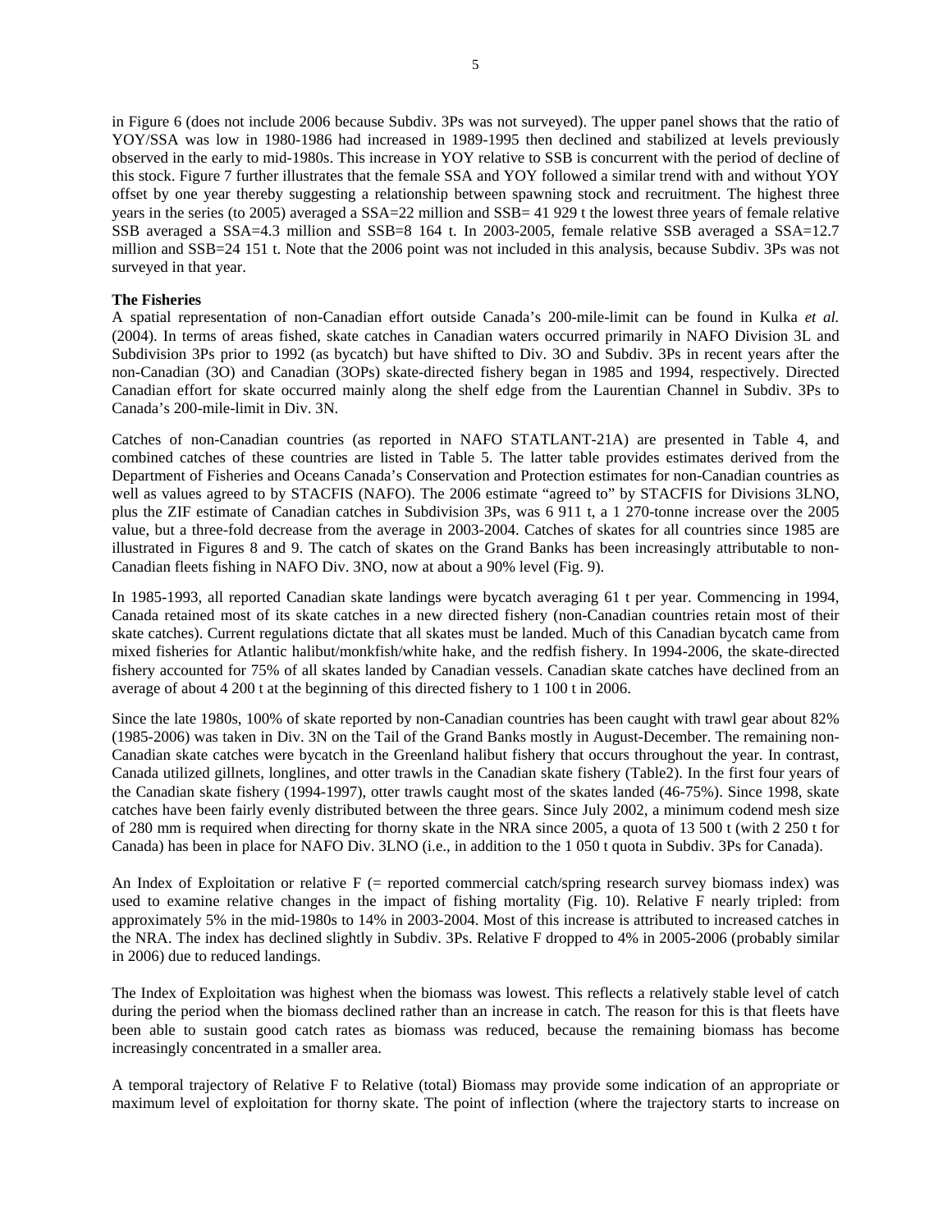in Figure 6 (does not include 2006 because Subdiv. 3Ps was not surveyed). The upper panel shows that the ratio of YOY/SSA was low in 1980-1986 had increased in 1989-1995 then declined and stabilized at levels previously observed in the early to mid-1980s. This increase in YOY relative to SSB is concurrent with the period of decline of this stock. Figure 7 further illustrates that the female SSA and YOY followed a similar trend with and without YOY offset by one year thereby suggesting a relationship between spawning stock and recruitment. The highest three years in the series (to 2005) averaged a SSA=22 million and SSB= 41 929 t the lowest three years of female relative SSB averaged a SSA=4.3 million and SSB=8 164 t. In 2003-2005, female relative SSB averaged a SSA=12.7 million and SSB=24 151 t. Note that the 2006 point was not included in this analysis, because Subdiv. 3Ps was not surveyed in that year.

**The Fisheries**

A spatial representation of non-Canadian effort outside Canada's 200-mile-limit can be found in Kulka *et al.* (2004). In terms of areas fished, skate catches in Canadian waters occurred primarily in NAFO Division 3L and Subdivision 3Ps prior to 1992 (as bycatch) but have shifted to Div. 3O and Subdiv. 3Ps in recent years after the non-Canadian (3O) and Canadian (3OPs) skate-directed fishery began in 1985 and 1994, respectively. Directed Canadian effort for skate occurred mainly along the shelf edge from the Laurentian Channel in Subdiv. 3Ps to Canada's 200-mile-limit in Div. 3N.

Catches of non-Canadian countries (as reported in NAFO STATLANT-21A) are presented in Table 4, and combined catches of these countries are listed in Table 5. The latter table provides estimates derived from the Department of Fisheries and Oceans Canada's Conservation and Protection estimates for non-Canadian countries as well as values agreed to by STACFIS (NAFO). The 2006 estimate "agreed to" by STACFIS for Divisions 3LNO, plus the ZIF estimate of Canadian catches in Subdivision 3Ps, was 6 911 t, a 1 270-tonne increase over the 2005 value, but a three-fold decrease from the average in 2003-2004. Catches of skates for all countries since 1985 are illustrated in Figures 8 and 9. The catch of skates on the Grand Banks has been increasingly attributable to non-Canadian fleets fishing in NAFO Div. 3NO, now at about a 90% level (Fig. 9).

In 1985-1993, all reported Canadian skate landings were bycatch averaging 61 t per year. Commencing in 1994, Canada retained most of its skate catches in a new directed fishery (non-Canadian countries retain most of their skate catches). Current regulations dictate that all skates must be landed. Much of this Canadian bycatch came from mixed fisheries for Atlantic halibut/monkfish/white hake, and the redfish fishery. In 1994-2006, the skate-directed fishery accounted for 75% of all skates landed by Canadian vessels. Canadian skate catches have declined from an average of about 4 200 t at the beginning of this directed fishery to 1 100 t in 2006.

Since the late 1980s, 100% of skate reported by non-Canadian countries has been caught with trawl gear about 82% (1985-2006) was taken in Div. 3N on the Tail of the Grand Banks mostly in August-December. The remaining non-Canadian skate catches were bycatch in the Greenland halibut fishery that occurs throughout the year. In contrast, Canada utilized gillnets, longlines, and otter trawls in the Canadian skate fishery (Table2). In the first four years of the Canadian skate fishery (1994-1997), otter trawls caught most of the skates landed (46-75%). Since 1998, skate catches have been fairly evenly distributed between the three gears. Since July 2002, a minimum codend mesh size of 280 mm is required when directing for thorny skate in the NRA since 2005, a quota of 13 500 t (with 2 250 t for Canada) has been in place for NAFO Div. 3LNO (i.e., in addition to the 1 050 t quota in Subdiv. 3Ps for Canada).

An Index of Exploitation or relative F (= reported commercial catch/spring research survey biomass index) was used to examine relative changes in the impact of fishing mortality (Fig. 10). Relative F nearly tripled: from approximately 5% in the mid-1980s to 14% in 2003-2004. Most of this increase is attributed to increased catches in the NRA. The index has declined slightly in Subdiv. 3Ps. Relative F dropped to 4% in 2005-2006 (probably similar in 2006) due to reduced landings.

The Index of Exploitation was highest when the biomass was lowest. This reflects a relatively stable level of catch during the period when the biomass declined rather than an increase in catch. The reason for this is that fleets have been able to sustain good catch rates as biomass was reduced, because the remaining biomass has become increasingly concentrated in a smaller area.

A temporal trajectory of Relative F to Relative (total) Biomass may provide some indication of an appropriate or maximum level of exploitation for thorny skate. The point of inflection (where the trajectory starts to increase on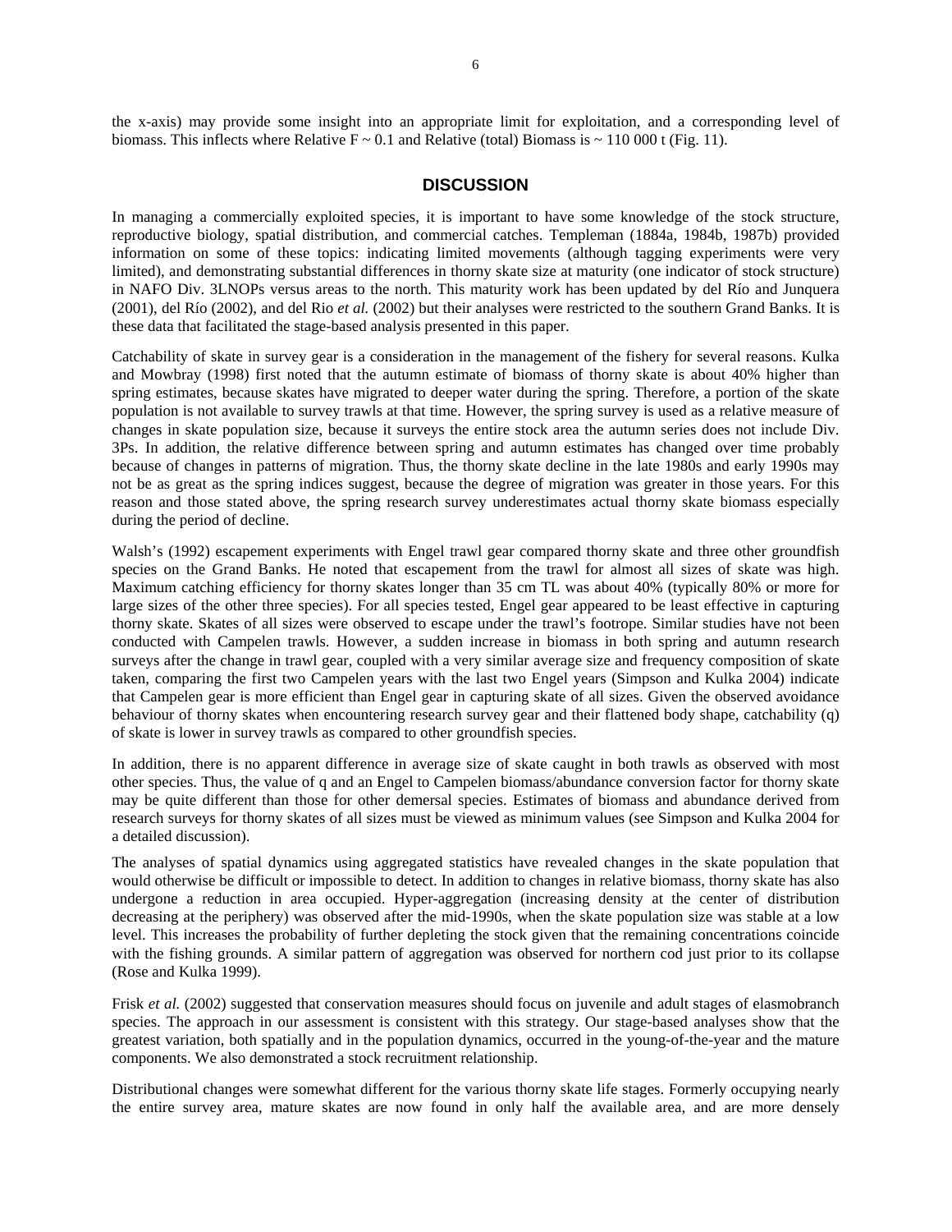the x-axis) may provide some insight into an appropriate limit for exploitation, and a corresponding level of biomass. This inflects where Relative F ~ 0.1 and Relative (total) Biomass is ~ 110 000 t (Fig. 11).

## DISCUSSION

In managing a commercially exploited species, it is important to have some knowledge of the stock structure, reproductive biology, spatial distribution, and commercial catches. Templeman (1884a, 1984b, 1987b) provided information on some of these topics: indicating limited movements (although tagging experiments were very limited), and demonstrating substantial differences in thorny skate size at maturity (one indicator of stock structure) in NAFO Div. 3LNOPs versus areas to the north. This maturity work has been updated by del Río and Junquera (2001), del Río (2002), and del Rio *et al.* (2002) but their analyses were restricted to the southern Grand Banks. It is these data that facilitated the stage-based analysis presented in this paper.

Catchability of skate in survey gear is a consideration in the management of the fishery for several reasons. Kulka and Mowbray (1998) first noted that the autumn estimate of biomass of thorny skate is about 40% higher than spring estimates, because skates have migrated to deeper water during the spring. Therefore, a portion of the skate population is not available to survey trawls at that time. However, the spring survey is used as a relative measure of changes in skate population size, because it surveys the entire stock area the autumn series does not include Div. 3Ps. In addition, the relative difference between spring and autumn estimates has changed over time probably because of changes in patterns of migration. Thus, the thorny skate decline in the late 1980s and early 1990s may not be as great as the spring indices suggest, because the degree of migration was greater in those years. For this reason and those stated above, the spring research survey underestimates actual thorny skate biomass especially during the period of decline.

Walsh's (1992) escapement experiments with Engel trawl gear compared thorny skate and three other groundfish species on the Grand Banks. He noted that escapement from the trawl for almost all sizes of skate was high. Maximum catching efficiency for thorny skates longer than 35 cm TL was about 40% (typically 80% or more for large sizes of the other three species). For all species tested, Engel gear appeared to be least effective in capturing thorny skate. Skates of all sizes were observed to escape under the trawl's footrope. Similar studies have not been conducted with Campelen trawls. However, a sudden increase in biomass in both spring and autumn research surveys after the change in trawl gear, coupled with a very similar average size and frequency composition of skate taken, comparing the first two Campelen years with the last two Engel years (Simpson and Kulka 2004) indicate that Campelen gear is more efficient than Engel gear in capturing skate of all sizes. Given the observed avoidance behaviour of thorny skates when encountering research survey gear and their flattened body shape, catchability (q) of skate is lower in survey trawls as compared to other groundfish species.

In addition, there is no apparent difference in average size of skate caught in both trawls as observed with most other species. Thus, the value of q and an Engel to Campelen biomass/abundance conversion factor for thorny skate may be quite different than those for other demersal species. Estimates of biomass and abundance derived from research surveys for thorny skates of all sizes must be viewed as minimum values (see Simpson and Kulka 2004 for a detailed discussion).

The analyses of spatial dynamics using aggregated statistics have revealed changes in the skate population that would otherwise be difficult or impossible to detect. In addition to changes in relative biomass, thorny skate has also undergone a reduction in area occupied. Hyper-aggregation (increasing density at the center of distribution decreasing at the periphery) was observed after the mid-1990s, when the skate population size was stable at a low level. This increases the probability of further depleting the stock given that the remaining concentrations coincide with the fishing grounds. A similar pattern of aggregation was observed for northern cod just prior to its collapse (Rose and Kulka 1999).

Frisk *et al.* (2002) suggested that conservation measures should focus on juvenile and adult stages of elasmobranch species. The approach in our assessment is consistent with this strategy. Our stage-based analyses show that the greatest variation, both spatially and in the population dynamics, occurred in the young-of-the-year and the mature components. We also demonstrated a stock recruitment relationship.

Distributional changes were somewhat different for the various thorny skate life stages. Formerly occupying nearly the entire survey area, mature skates are now found in only half the available area, and are more densely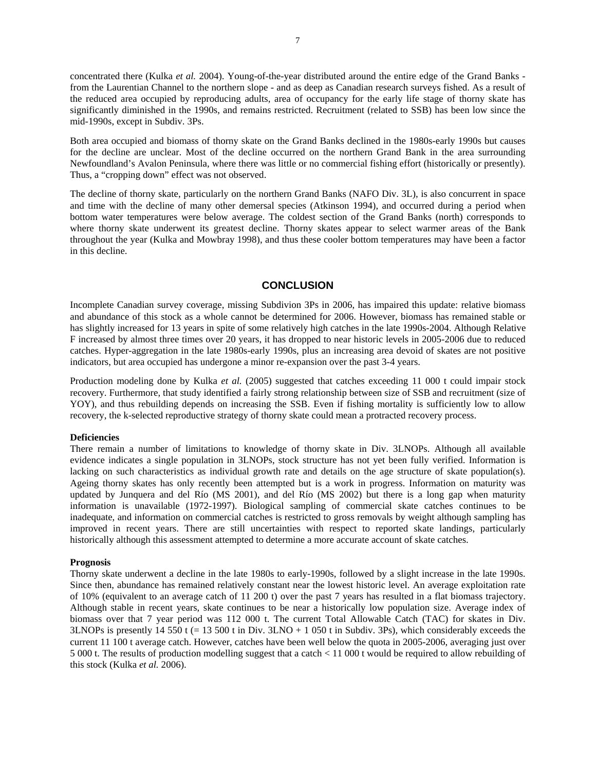concentrated there (Kulka *et al.* 2004). Young-of-the-year distributed around the entire edge of the Grand Banks - from the Laurentian Channel to the northern slope - and as deep as Canadian research surveys fished. As a result of the reduced area occupied by reproducing adults, area of occupancy for the early life stage of thorny skate has significantly diminished in the 1990s, and remains restricted. Recruitment (related to SSB) has been low since the mid-1990s, except in Subdiv. 3Ps.

Both area occupied and biomass of thorny skate on the Grand Banks declined in the 1980s-early 1990s but causes for the decline are unclear. Most of the decline occurred on the northern Grand Bank in the area surrounding Newfoundland's Avalon Peninsula, where there was little or no commercial fishing effort (historically or presently). Thus, a "cropping down" effect was not observed.

The decline of thorny skate, particularly on the northern Grand Banks (NAFO Div. 3L), is also concurrent in space and time with the decline of many other demersal species (Atkinson 1994), and occurred during a period when bottom water temperatures were below average. The coldest section of the Grand Banks (north) corresponds to where thorny skate underwent its greatest decline. Thorny skates appear to select warmer areas of the Bank throughout the year (Kulka and Mowbray 1998), and thus these cooler bottom temperatures may have been a factor in this decline.

## CONCLUSION

Incomplete Canadian survey coverage, missing Subdivion 3Ps in 2006, has impaired this update: relative biomass and abundance of this stock as a whole cannot be determined for 2006. However, biomass has remained stable or has slightly increased for 13 years in spite of some relatively high catches in the late 1990s-2004. Although Relative F increased by almost three times over 20 years, it has dropped to near historic levels in 2005-2006 due to reduced catches. Hyper-aggregation in the late 1980s-early 1990s, plus an increasing area devoid of skates are not positive indicators, but area occupied has undergone a minor re-expansion over the past 3-4 years.

Production modeling done by Kulka *et al.* (2005) suggested that catches exceeding 11 000 t could impair stock recovery. Furthermore, that study identified a fairly strong relationship between size of SSB and recruitment (size of YOY), and thus rebuilding depends on increasing the SSB. Even if fishing mortality is sufficiently low to allow recovery, the k-selected reproductive strategy of thorny skate could mean a protracted recovery process.

**Deficiencies**

There remain a number of limitations to knowledge of thorny skate in Div. 3LNOPs. Although all available evidence indicates a single population in 3LNOPs, stock structure has not yet been fully verified. Information is lacking on such characteristics as individual growth rate and details on the age structure of skate population(s). Ageing thorny skates has only recently been attempted but is a work in progress. Information on maturity was updated by Junquera and del Río (MS 2001), and del Río (MS 2002) but there is a long gap when maturity information is unavailable (1972-1997). Biological sampling of commercial skate catches continues to be inadequate, and information on commercial catches is restricted to gross removals by weight although sampling has improved in recent years. There are still uncertainties with respect to reported skate landings, particularly historically although this assessment attempted to determine a more accurate account of skate catches.

**Prognosis**

Thorny skate underwent a decline in the late 1980s to early-1990s, followed by a slight increase in the late 1990s. Since then, abundance has remained relatively constant near the lowest historic level. An average exploitation rate of 10% (equivalent to an average catch of 11 200 t) over the past 7 years has resulted in a flat biomass trajectory. Although stable in recent years, skate continues to be near a historically low population size. Average index of biomass over that 7 year period was 112 000 t. The current Total Allowable Catch (TAC) for skates in Div. 3LNOPs is presently 14 550 t (= 13 500 t in Div. 3LNO + 1 050 t in Subdiv. 3Ps), which considerably exceeds the current 11 100 t average catch. However, catches have been well below the quota in 2005-2006, averaging just over 5 000 t. The results of production modelling suggest that a catch < 11 000 t would be required to allow rebuilding of this stock (Kulka *et al.* 2006).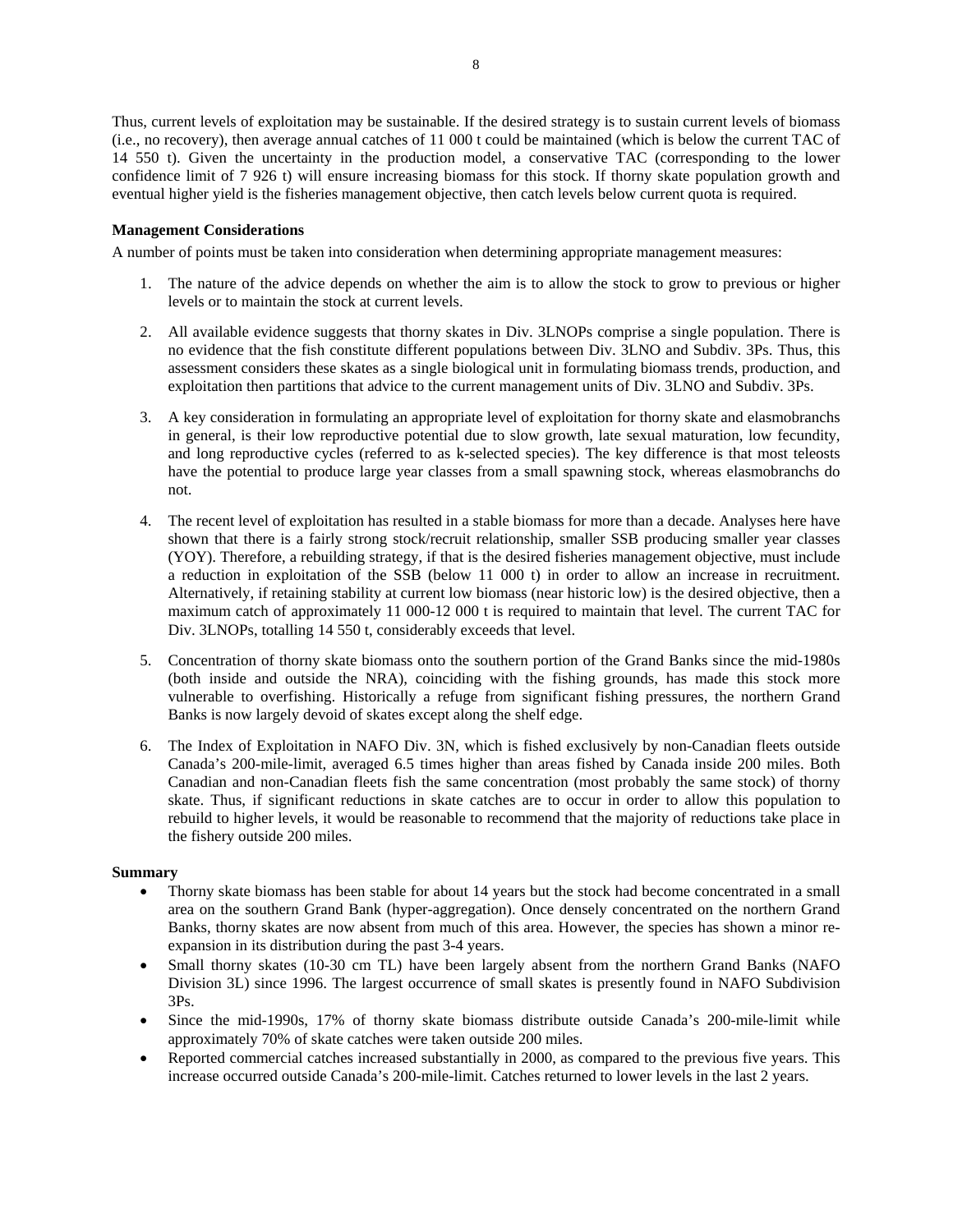Thus, current levels of exploitation may be sustainable. If the desired strategy is to sustain current levels of biomass (i.e., no recovery), then average annual catches of 11 000 t could be maintained (which is below the current TAC of 14 550 t). Given the uncertainty in the production model, a conservative TAC (corresponding to the lower confidence limit of 7 926 t) will ensure increasing biomass for this stock. If thorny skate population growth and eventual higher yield is the fisheries management objective, then catch levels below current quota is required.

**Management Considerations**

A number of points must be taken into consideration when determining appropriate management measures:

1. The nature of the advice depends on whether the aim is to allow the stock to grow to previous or higher levels or to maintain the stock at current levels.

2. All available evidence suggests that thorny skates in Div. 3LNOPs comprise a single population. There is no evidence that the fish constitute different populations between Div. 3LNO and Subdiv. 3Ps. Thus, this assessment considers these skates as a single biological unit in formulating biomass trends, production, and exploitation then partitions that advice to the current management units of Div. 3LNO and Subdiv. 3Ps.

3. A key consideration in formulating an appropriate level of exploitation for thorny skate and elasmobranchs in general, is their low reproductive potential due to slow growth, late sexual maturation, low fecundity, and long reproductive cycles (referred to as k-selected species). The key difference is that most teleosts have the potential to produce large year classes from a small spawning stock, whereas elasmobranchs do not.

4. The recent level of exploitation has resulted in a stable biomass for more than a decade. Analyses here have shown that there is a fairly strong stock/recruit relationship, smaller SSB producing smaller year classes (YOY). Therefore, a rebuilding strategy, if that is the desired fisheries management objective, must include a reduction in exploitation of the SSB (below 11 000 t) in order to allow an increase in recruitment. Alternatively, if retaining stability at current low biomass (near historic low) is the desired objective, then a maximum catch of approximately 11 000-12 000 t is required to maintain that level. The current TAC for Div. 3LNOPs, totalling 14 550 t, considerably exceeds that level.

5. Concentration of thorny skate biomass onto the southern portion of the Grand Banks since the mid-1980s (both inside and outside the NRA), coinciding with the fishing grounds, has made this stock more vulnerable to overfishing. Historically a refuge from significant fishing pressures, the northern Grand Banks is now largely devoid of skates except along the shelf edge.

6. The Index of Exploitation in NAFO Div. 3N, which is fished exclusively by non-Canadian fleets outside Canada's 200-mile-limit, averaged 6.5 times higher than areas fished by Canada inside 200 miles. Both Canadian and non-Canadian fleets fish the same concentration (most probably the same stock) of thorny skate. Thus, if significant reductions in skate catches are to occur in order to allow this population to rebuild to higher levels, it would be reasonable to recommend that the majority of reductions take place in the fishery outside 200 miles.

**Summary**

- Thorny skate biomass has been stable for about 14 years but the stock had become concentrated in a small area on the southern Grand Bank (hyper-aggregation). Once densely concentrated on the northern Grand Banks, thorny skates are now absent from much of this area. However, the species has shown a minor re-expansion in its distribution during the past 3-4 years.
- Small thorny skates (10-30 cm TL) have been largely absent from the northern Grand Banks (NAFO Division 3L) since 1996. The largest occurrence of small skates is presently found in NAFO Subdivision 3Ps.
- Since the mid-1990s, 17% of thorny skate biomass distribute outside Canada's 200-mile-limit while approximately 70% of skate catches were taken outside 200 miles.
- Reported commercial catches increased substantially in 2000, as compared to the previous five years. This increase occurred outside Canada's 200-mile-limit. Catches returned to lower levels in the last 2 years.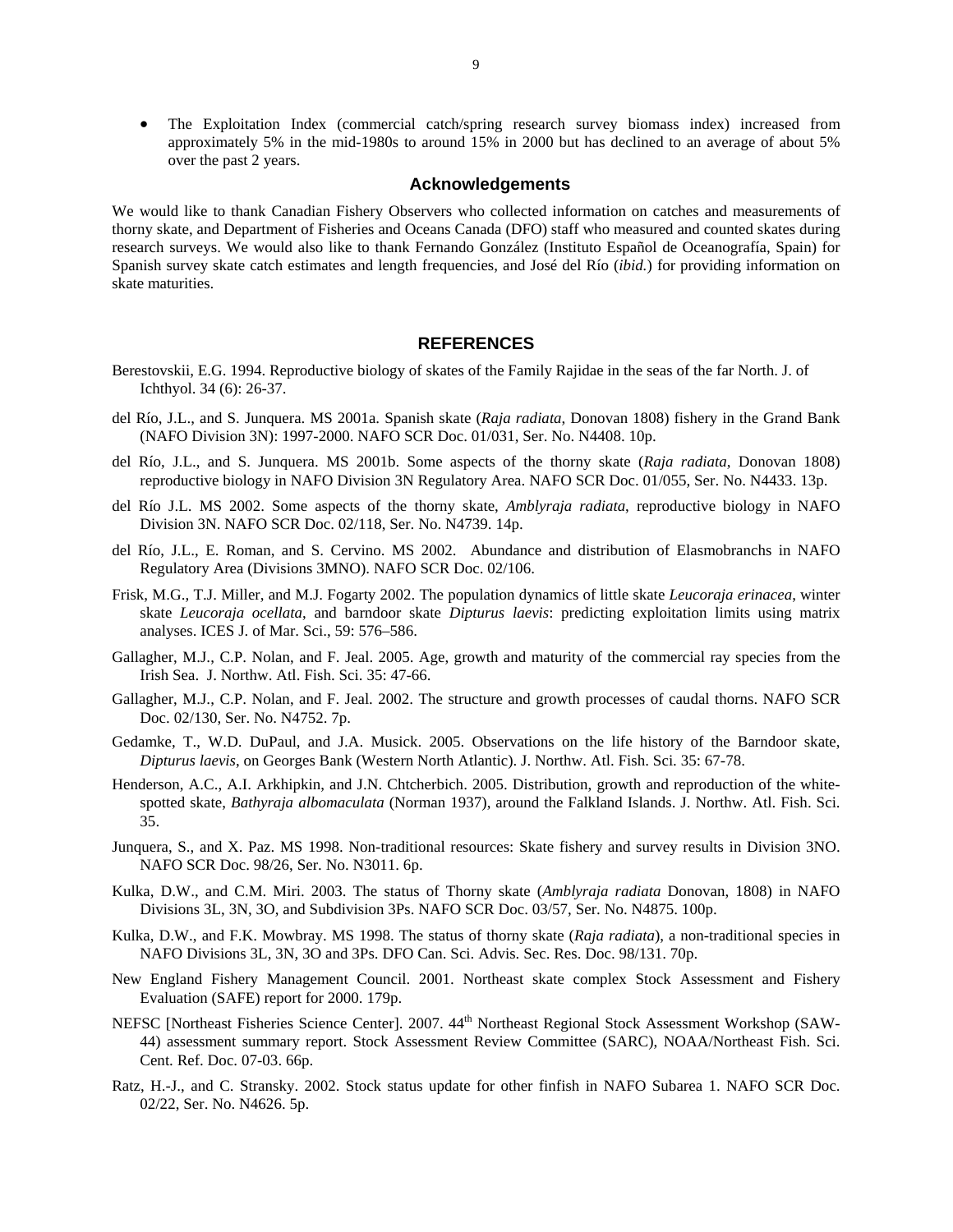- The Exploitation Index (commercial catch/spring research survey biomass index) increased from approximately 5% in the mid-1980s to around 15% in 2000 but has declined to an average of about 5% over the past 2 years.

## Acknowledgements

We would like to thank Canadian Fishery Observers who collected information on catches and measurements of thorny skate, and Department of Fisheries and Oceans Canada (DFO) staff who measured and counted skates during research surveys. We would also like to thank Fernando González (Instituto Español de Oceanografía, Spain) for Spanish survey skate catch estimates and length frequencies, and José del Río (*ibid.*) for providing information on skate maturities.

## REFERENCES

Berestovskii, E.G. 1994. Reproductive biology of skates of the Family Rajidae in the seas of the far North. J. of Ichthyol. 34 (6): 26-37.

del Río, J.L., and S. Junquera. MS 2001a. Spanish skate (*Raja radiata*, Donovan 1808) fishery in the Grand Bank (NAFO Division 3N): 1997-2000. NAFO SCR Doc. 01/031, Ser. No. N4408. 10p.

del Río, J.L., and S. Junquera. MS 2001b. Some aspects of the thorny skate (*Raja radiata*, Donovan 1808) reproductive biology in NAFO Division 3N Regulatory Area. NAFO SCR Doc. 01/055, Ser. No. N4433. 13p.

del Río J.L. MS 2002. Some aspects of the thorny skate, *Amblyraja radiata*, reproductive biology in NAFO Division 3N. NAFO SCR Doc. 02/118, Ser. No. N4739. 14p.

del Río, J.L., E. Roman, and S. Cervino. MS 2002. Abundance and distribution of Elasmobranchs in NAFO Regulatory Area (Divisions 3MNO). NAFO SCR Doc. 02/106.

Frisk, M.G., T.J. Miller, and M.J. Fogarty 2002. The population dynamics of little skate *Leucoraja erinacea*, winter skate *Leucoraja ocellata*, and barndoor skate *Dipturus laevis*: predicting exploitation limits using matrix analyses. ICES J. of Mar. Sci., 59: 576–586.

Gallagher, M.J., C.P. Nolan, and F. Jeal. 2005. Age, growth and maturity of the commercial ray species from the Irish Sea. J. Northw. Atl. Fish. Sci. 35: 47-66.

Gallagher, M.J., C.P. Nolan, and F. Jeal. 2002. The structure and growth processes of caudal thorns. NAFO SCR Doc. 02/130, Ser. No. N4752. 7p.

Gedamke, T., W.D. DuPaul, and J.A. Musick. 2005. Observations on the life history of the Barndoor skate, *Dipturus laevis*, on Georges Bank (Western North Atlantic). J. Northw. Atl. Fish. Sci. 35: 67-78.

Henderson, A.C., A.I. Arkhipkin, and J.N. Chtcherbich. 2005. Distribution, growth and reproduction of the white-spotted skate, *Bathyraja albomaculata* (Norman 1937), around the Falkland Islands. J. Northw. Atl. Fish. Sci. 35.

Junquera, S., and X. Paz. MS 1998. Non-traditional resources: Skate fishery and survey results in Division 3NO. NAFO SCR Doc. 98/26, Ser. No. N3011. 6p.

Kulka, D.W., and C.M. Miri. 2003. The status of Thorny skate (*Amblyraja radiata* Donovan, 1808) in NAFO Divisions 3L, 3N, 3O, and Subdivision 3Ps. NAFO SCR Doc. 03/57, Ser. No. N4875. 100p.

Kulka, D.W., and F.K. Mowbray. MS 1998. The status of thorny skate (*Raja radiata*), a non-traditional species in NAFO Divisions 3L, 3N, 3O and 3Ps. DFO Can. Sci. Advis. Sec. Res. Doc. 98/131. 70p.

New England Fishery Management Council. 2001. Northeast skate complex Stock Assessment and Fishery Evaluation (SAFE) report for 2000. 179p.

NEFSC [Northeast Fisheries Science Center]. 2007. 44th Northeast Regional Stock Assessment Workshop (SAW-44) assessment summary report. Stock Assessment Review Committee (SARC), NOAA/Northeast Fish. Sci. Cent. Ref. Doc. 07-03. 66p.

Ratz, H.-J., and C. Stransky. 2002. Stock status update for other finfish in NAFO Subarea 1. NAFO SCR Doc. 02/22, Ser. No. N4626. 5p.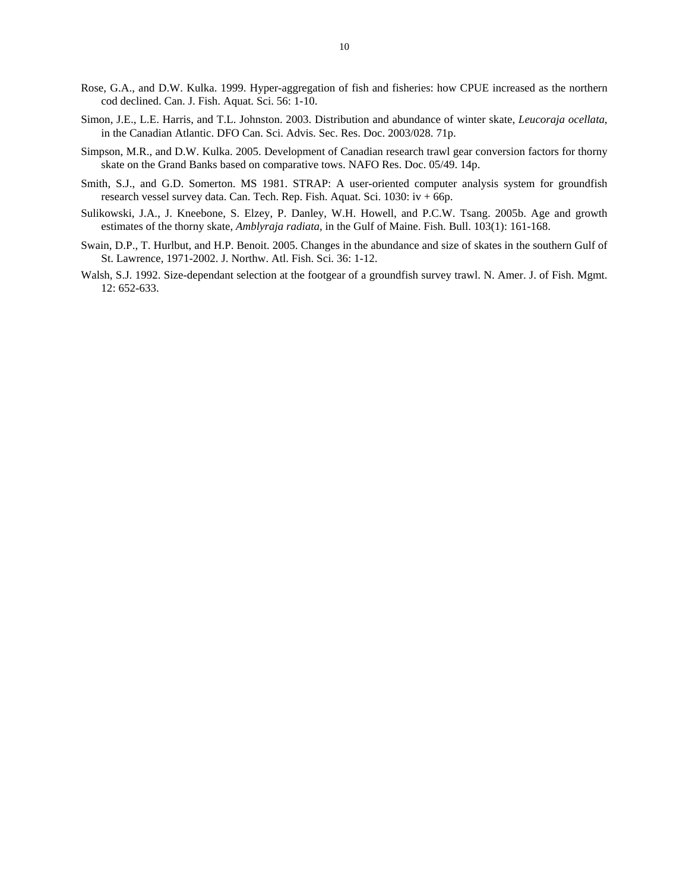Rose, G.A., and D.W. Kulka. 1999. Hyper-aggregation of fish and fisheries: how CPUE increased as the northern cod declined. Can. J. Fish. Aquat. Sci. 56: 1-10.

Simon, J.E., L.E. Harris, and T.L. Johnston. 2003. Distribution and abundance of winter skate, *Leucoraja ocellata*, in the Canadian Atlantic. DFO Can. Sci. Advis. Sec. Res. Doc. 2003/028. 71p.

Simpson, M.R., and D.W. Kulka. 2005. Development of Canadian research trawl gear conversion factors for thorny skate on the Grand Banks based on comparative tows. NAFO Res. Doc. 05/49. 14p.

Smith, S.J., and G.D. Somerton. MS 1981. STRAP: A user-oriented computer analysis system for groundfish research vessel survey data. Can. Tech. Rep. Fish. Aquat. Sci. 1030: iv + 66p.

Sulikowski, J.A., J. Kneebone, S. Elzey, P. Danley, W.H. Howell, and P.C.W. Tsang. 2005b. Age and growth estimates of the thorny skate, *Amblyraja radiata*, in the Gulf of Maine. Fish. Bull. 103(1): 161-168.

Swain, D.P., T. Hurlbut, and H.P. Benoit. 2005. Changes in the abundance and size of skates in the southern Gulf of St. Lawrence, 1971-2002. J. Northw. Atl. Fish. Sci. 36: 1-12.

Walsh, S.J. 1992. Size-dependant selection at the footgear of a groundfish survey trawl. N. Amer. J. of Fish. Mgmt. 12: 652-633.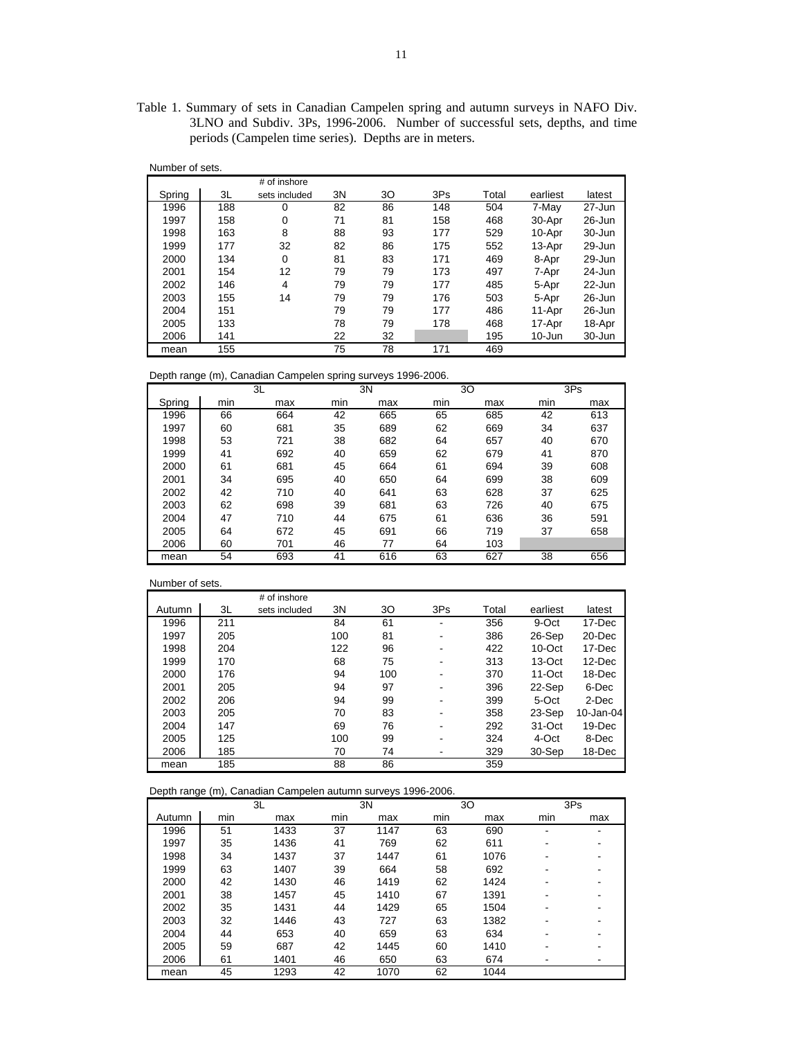Table 1. Summary of sets in Canadian Campelen spring and autumn surveys in NAFO Div. 3LNO and Subdiv. 3Ps, 1996-2006. Number of successful sets, depths, and time periods (Campelen time series). Depths are in meters.

Number of sets.

| Spring | 3L | # of inshore sets included | 3N | 3O | 3Ps | Total | earliest | latest |
|---|---|---|---|---|---|---|---|---|
| 1996 | 188 | 0 | 82 | 86 | 148 | 504 | 7-May | 27-Jun |
| 1997 | 158 | 0 | 71 | 81 | 158 | 468 | 30-Apr | 26-Jun |
| 1998 | 163 | 8 | 88 | 93 | 177 | 529 | 10-Apr | 30-Jun |
| 1999 | 177 | 32 | 82 | 86 | 175 | 552 | 13-Apr | 29-Jun |
| 2000 | 134 | 0 | 81 | 83 | 171 | 469 | 8-Apr | 29-Jun |
| 2001 | 154 | 12 | 79 | 79 | 173 | 497 | 7-Apr | 24-Jun |
| 2002 | 146 | 4 | 79 | 79 | 177 | 485 | 5-Apr | 22-Jun |
| 2003 | 155 | 14 | 79 | 79 | 176 | 503 | 5-Apr | 26-Jun |
| 2004 | 151 | | 79 | 79 | 177 | 486 | 11-Apr | 26-Jun |
| 2005 | 133 | | 78 | 79 | 178 | 468 | 17-Apr | 18-Apr |
| 2006 | 141 | | 22 | 32 | | 195 | 10-Jun | 30-Jun |
| mean | 155 | | 75 | 78 | 171 | 469 | | |

Depth range (m), Canadian Campelen spring surveys 1996-2006.

| | 3L | | 3N | | 3O | | 3Ps | |
|---|---|---|---|---|---|---|---|---|
| Spring | min | max | min | max | min | max | min | max |
| 1996 | 66 | 664 | 42 | 665 | 65 | 685 | 42 | 613 |
| 1997 | 60 | 681 | 35 | 689 | 62 | 669 | 34 | 637 |
| 1998 | 53 | 721 | 38 | 682 | 64 | 657 | 40 | 670 |
| 1999 | 41 | 692 | 40 | 659 | 62 | 679 | 41 | 870 |
| 2000 | 61 | 681 | 45 | 664 | 61 | 694 | 39 | 608 |
| 2001 | 34 | 695 | 40 | 650 | 64 | 699 | 38 | 609 |
| 2002 | 42 | 710 | 40 | 641 | 63 | 628 | 37 | 625 |
| 2003 | 62 | 698 | 39 | 681 | 63 | 726 | 40 | 675 |
| 2004 | 47 | 710 | 44 | 675 | 61 | 636 | 36 | 591 |
| 2005 | 64 | 672 | 45 | 691 | 66 | 719 | 37 | 658 |
| 2006 | 60 | 701 | 46 | 77 | 64 | 103 | | |
| mean | 54 | 693 | 41 | 616 | 63 | 627 | 38 | 656 |

Number of sets.

| Autumn | 3L | # of inshore sets included | 3N | 3O | 3Ps | Total | earliest | latest |
|---|---|---|---|---|---|---|---|---|
| 1996 | 211 | | 84 | 61 | - | 356 | 9-Oct | 17-Dec |
| 1997 | 205 | | 100 | 81 | - | 386 | 26-Sep | 20-Dec |
| 1998 | 204 | | 122 | 96 | - | 422 | 10-Oct | 17-Dec |
| 1999 | 170 | | 68 | 75 | - | 313 | 13-Oct | 12-Dec |
| 2000 | 176 | | 94 | 100 | - | 370 | 11-Oct | 18-Dec |
| 2001 | 205 | | 94 | 97 | - | 396 | 22-Sep | 6-Dec |
| 2002 | 206 | | 94 | 99 | - | 399 | 5-Oct | 2-Dec |
| 2003 | 205 | | 70 | 83 | - | 358 | 23-Sep | 10-Jan-04 |
| 2004 | 147 | | 69 | 76 | - | 292 | 31-Oct | 19-Dec |
| 2005 | 125 | | 100 | 99 | - | 324 | 4-Oct | 8-Dec |
| 2006 | 185 | | 70 | 74 | - | 329 | 30-Sep | 18-Dec |
| mean | 185 | | 88 | 86 | | 359 | | |

Depth range (m), Canadian Campelen autumn surveys 1996-2006.

| | 3L | | 3N | | 3O | | 3Ps | |
|---|---|---|---|---|---|---|---|---|
| Autumn | min | max | min | max | min | max | min | max |
| 1996 | 51 | 1433 | 37 | 1147 | 63 | 690 | - | - |
| 1997 | 35 | 1436 | 41 | 769 | 62 | 611 | - | - |
| 1998 | 34 | 1437 | 37 | 1447 | 61 | 1076 | - | - |
| 1999 | 63 | 1407 | 39 | 664 | 58 | 692 | - | - |
| 2000 | 42 | 1430 | 46 | 1419 | 62 | 1424 | - | - |
| 2001 | 38 | 1457 | 45 | 1410 | 67 | 1391 | - | - |
| 2002 | 35 | 1431 | 44 | 1429 | 65 | 1504 | - | - |
| 2003 | 32 | 1446 | 43 | 727 | 63 | 1382 | - | - |
| 2004 | 44 | 653 | 40 | 659 | 63 | 634 | - | - |
| 2005 | 59 | 687 | 42 | 1445 | 60 | 1410 | - | - |
| 2006 | 61 | 1401 | 46 | 650 | 63 | 674 | - | - |
| mean | 45 | 1293 | 42 | 1070 | 62 | 1044 | | |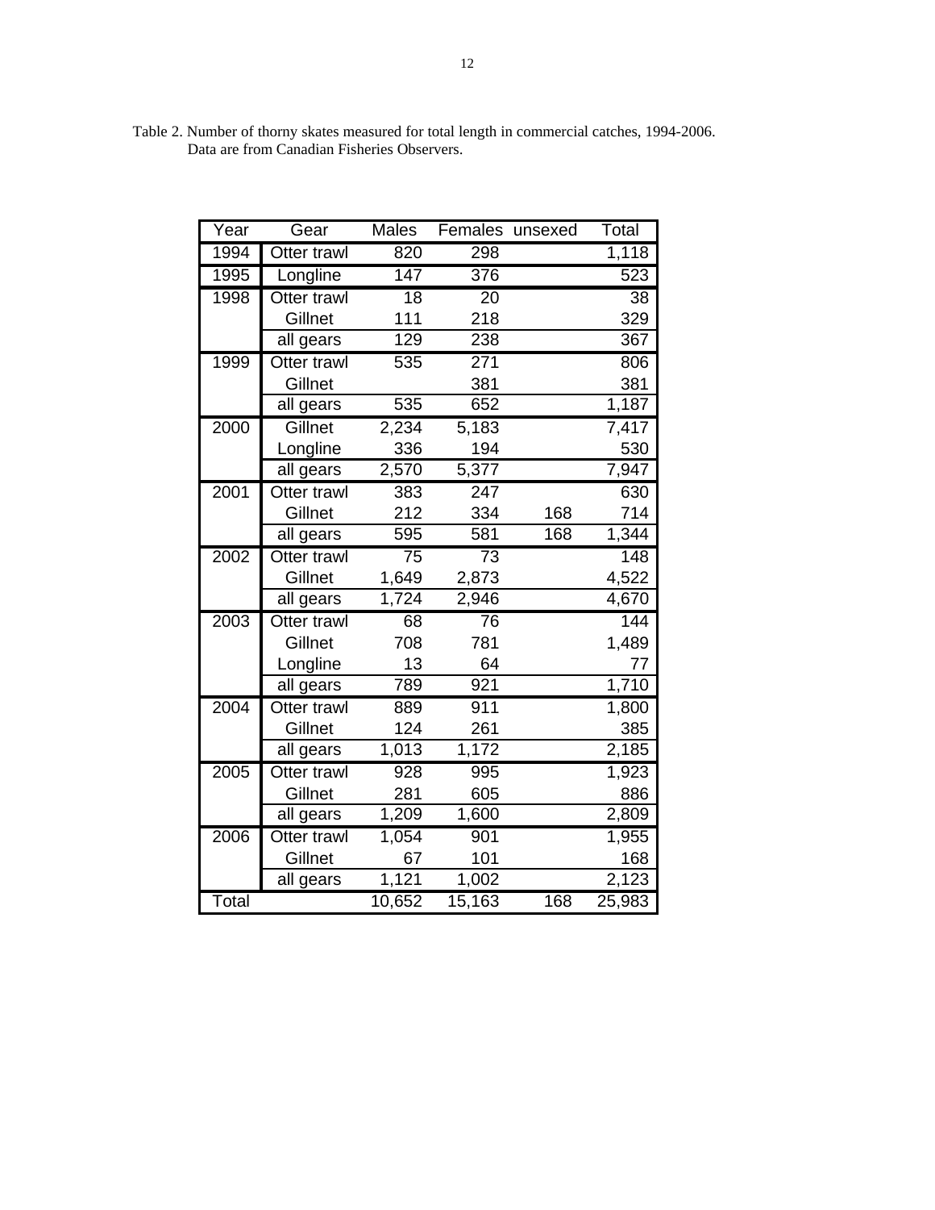Table 2. Number of thorny skates measured for total length in commercial catches, 1994-2006. Data are from Canadian Fisheries Observers.

| Year | Gear | Males | Females | unsexed | Total |
|---|---|---|---|---|---|
| 1994 | Otter trawl | 820 | 298 | | 1,118 |
| 1995 | Longline | 147 | 376 | | 523 |
| 1998 | Otter trawl | 18 | 20 | | 38 |
| | Gillnet | 111 | 218 | | 329 |
| | all gears | 129 | 238 | | 367 |
| 1999 | Otter trawl | 535 | 271 | | 806 |
| | Gillnet | | 381 | | 381 |
| | all gears | 535 | 652 | | 1,187 |
| 2000 | Gillnet | 2,234 | 5,183 | | 7,417 |
| | Longline | 336 | 194 | | 530 |
| | all gears | 2,570 | 5,377 | | 7,947 |
| 2001 | Otter trawl | 383 | 247 | | 630 |
| | Gillnet | 212 | 334 | 168 | 714 |
| | all gears | 595 | 581 | 168 | 1,344 |
| 2002 | Otter trawl | 75 | 73 | | 148 |
| | Gillnet | 1,649 | 2,873 | | 4,522 |
| | all gears | 1,724 | 2,946 | | 4,670 |
| 2003 | Otter trawl | 68 | 76 | | 144 |
| | Gillnet | 708 | 781 | | 1,489 |
| | Longline | 13 | 64 | | 77 |
| | all gears | 789 | 921 | | 1,710 |
| 2004 | Otter trawl | 889 | 911 | | 1,800 |
| | Gillnet | 124 | 261 | | 385 |
| | all gears | 1,013 | 1,172 | | 2,185 |
| 2005 | Otter trawl | 928 | 995 | | 1,923 |
| | Gillnet | 281 | 605 | | 886 |
| | all gears | 1,209 | 1,600 | | 2,809 |
| 2006 | Otter trawl | 1,054 | 901 | | 1,955 |
| | Gillnet | 67 | 101 | | 168 |
| | all gears | 1,121 | 1,002 | | 2,123 |
| Total | | 10,652 | 15,163 | 168 | 25,983 |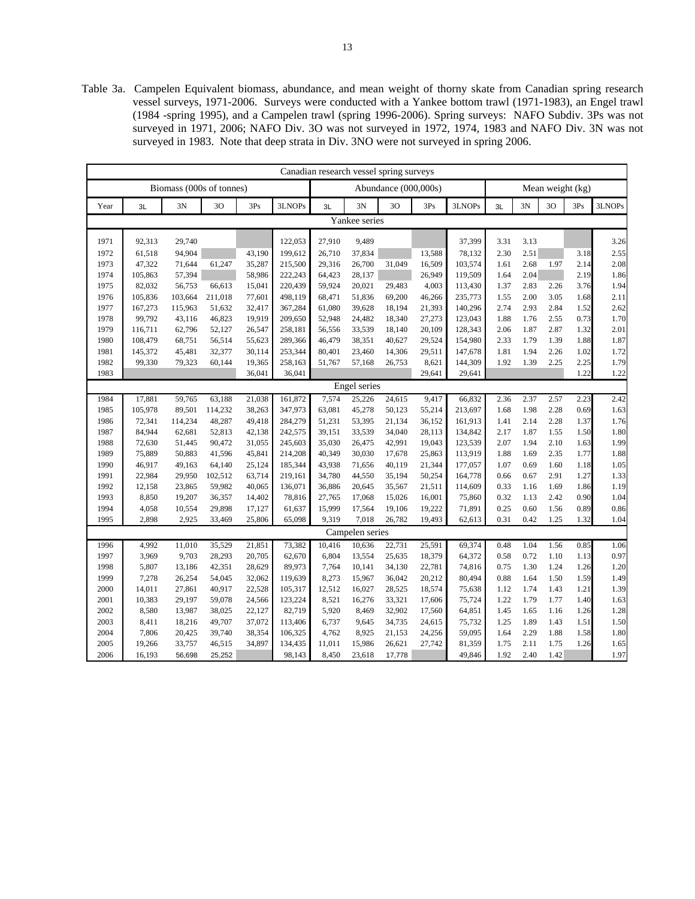Table 3a. Campelen Equivalent biomass, abundance, and mean weight of thorny skate from Canadian spring research vessel surveys, 1971-2006. Surveys were conducted with a Yankee bottom trawl (1971-1983), an Engel trawl (1984 -spring 1995), and a Campelen trawl (spring 1996-2006). Spring surveys: NAFO Subdiv. 3Ps was not surveyed in 1971, 2006; NAFO Div. 3O was not surveyed in 1972, 1974, 1983 and NAFO Div. 3N was not surveyed in 1983. Note that deep strata in Div. 3NO were not surveyed in spring 2006.

| Canadian research vessel spring surveys | | | | | | | | | | | | | | | |
|---|---|---|---|---|---|---|---|---|---|---|---|---|---|---|---|
| | Biomass (000s of tonnes) | | | | | Abundance (000,000s) | | | | | Mean weight (kg) | | | | |
| Year | 3L | 3N | 3O | 3Ps | 3LNOPs | 3L | 3N | 3O | 3Ps | 3LNOPs | 3L | 3N | 3O | 3Ps | 3LNOPs |
| Yankee series | | | | | | | | | | | | | | | |
| 1971 | 92,313 | 29,740 | | | 122,053 | 27,910 | 9,489 | | | 37,399 | 3.31 | 3.13 | | | 3.26 |
| 1972 | 61,518 | 94,904 | | 43,190 | 199,612 | 26,710 | 37,834 | | 13,588 | 78,132 | 2.30 | 2.51 | | 3.18 | 2.55 |
| 1973 | 47,322 | 71,644 | 61,247 | 35,287 | 215,500 | 29,316 | 26,700 | 31,049 | 16,509 | 103,574 | 1.61 | 2.68 | 1.97 | 2.14 | 2.08 |
| 1974 | 105,863 | 57,394 | | 58,986 | 222,243 | 64,423 | 28,137 | | 26,949 | 119,509 | 1.64 | 2.04 | | 2.19 | 1.86 |
| 1975 | 82,032 | 56,753 | 66,613 | 15,041 | 220,439 | 59,924 | 20,021 | 29,483 | 4,003 | 113,430 | 1.37 | 2.83 | 2.26 | 3.76 | 1.94 |
| 1976 | 105,836 | 103,664 | 211,018 | 77,601 | 498,119 | 68,471 | 51,836 | 69,200 | 46,266 | 235,773 | 1.55 | 2.00 | 3.05 | 1.68 | 2.11 |
| 1977 | 167,273 | 115,963 | 51,632 | 32,417 | 367,284 | 61,080 | 39,628 | 18,194 | 21,393 | 140,296 | 2.74 | 2.93 | 2.84 | 1.52 | 2.62 |
| 1978 | 99,792 | 43,116 | 46,823 | 19,919 | 209,650 | 52,948 | 24,482 | 18,340 | 27,273 | 123,043 | 1.88 | 1.76 | 2.55 | 0.73 | 1.70 |
| 1979 | 116,711 | 62,796 | 52,127 | 26,547 | 258,181 | 56,556 | 33,539 | 18,140 | 20,109 | 128,343 | 2.06 | 1.87 | 2.87 | 1.32 | 2.01 |
| 1980 | 108,479 | 68,751 | 56,514 | 55,623 | 289,366 | 46,479 | 38,351 | 40,627 | 29,524 | 154,980 | 2.33 | 1.79 | 1.39 | 1.88 | 1.87 |
| 1981 | 145,372 | 45,481 | 32,377 | 30,114 | 253,344 | 80,401 | 23,460 | 14,306 | 29,511 | 147,678 | 1.81 | 1.94 | 2.26 | 1.02 | 1.72 |
| 1982 | 99,330 | 79,323 | 60,144 | 19,365 | 258,163 | 51,767 | 57,168 | 26,753 | 8,621 | 144,309 | 1.92 | 1.39 | 2.25 | 2.25 | 1.79 |
| 1983 | | | | 36,041 | 36,041 | | | | 29,641 | 29,641 | | | | 1.22 | 1.22 |
| Engel series | | | | | | | | | | | | | | | |
| 1984 | 17,881 | 59,765 | 63,188 | 21,038 | 161,872 | 7,574 | 25,226 | 24,615 | 9,417 | 66,832 | 2.36 | 2.37 | 2.57 | 2.23 | 2.42 |
| 1985 | 105,978 | 89,501 | 114,232 | 38,263 | 347,973 | 63,081 | 45,278 | 50,123 | 55,214 | 213,697 | 1.68 | 1.98 | 2.28 | 0.69 | 1.63 |
| 1986 | 72,341 | 114,234 | 48,287 | 49,418 | 284,279 | 51,231 | 53,395 | 21,134 | 36,152 | 161,913 | 1.41 | 2.14 | 2.28 | 1.37 | 1.76 |
| 1987 | 84,944 | 62,681 | 52,813 | 42,138 | 242,575 | 39,151 | 33,539 | 34,040 | 28,113 | 134,842 | 2.17 | 1.87 | 1.55 | 1.50 | 1.80 |
| 1988 | 72,630 | 51,445 | 90,472 | 31,055 | 245,603 | 35,030 | 26,475 | 42,991 | 19,043 | 123,539 | 2.07 | 1.94 | 2.10 | 1.63 | 1.99 |
| 1989 | 75,889 | 50,883 | 41,596 | 45,841 | 214,208 | 40,349 | 30,030 | 17,678 | 25,863 | 113,919 | 1.88 | 1.69 | 2.35 | 1.77 | 1.88 |
| 1990 | 46,917 | 49,163 | 64,140 | 25,124 | 185,344 | 43,938 | 71,656 | 40,119 | 21,344 | 177,057 | 1.07 | 0.69 | 1.60 | 1.18 | 1.05 |
| 1991 | 22,984 | 29,950 | 102,512 | 63,714 | 219,161 | 34,780 | 44,550 | 35,194 | 50,254 | 164,778 | 0.66 | 0.67 | 2.91 | 1.27 | 1.33 |
| 1992 | 12,158 | 23,865 | 59,982 | 40,065 | 136,071 | 36,886 | 20,645 | 35,567 | 21,511 | 114,609 | 0.33 | 1.16 | 1.69 | 1.86 | 1.19 |
| 1993 | 8,850 | 19,207 | 36,357 | 14,402 | 78,816 | 27,765 | 17,068 | 15,026 | 16,001 | 75,860 | 0.32 | 1.13 | 2.42 | 0.90 | 1.04 |
| 1994 | 4,058 | 10,554 | 29,898 | 17,127 | 61,637 | 15,999 | 17,564 | 19,106 | 19,222 | 71,891 | 0.25 | 0.60 | 1.56 | 0.89 | 0.86 |
| 1995 | 2,898 | 2,925 | 33,469 | 25,806 | 65,098 | 9,319 | 7,018 | 26,782 | 19,493 | 62,613 | 0.31 | 0.42 | 1.25 | 1.32 | 1.04 |
| Campelen series | | | | | | | | | | | | | | | |
| 1996 | 4,992 | 11,010 | 35,529 | 21,851 | 73,382 | 10,416 | 10,636 | 22,731 | 25,591 | 69,374 | 0.48 | 1.04 | 1.56 | 0.85 | 1.06 |
| 1997 | 3,969 | 9,703 | 28,293 | 20,705 | 62,670 | 6,804 | 13,554 | 25,635 | 18,379 | 64,372 | 0.58 | 0.72 | 1.10 | 1.13 | 0.97 |
| 1998 | 5,807 | 13,186 | 42,351 | 28,629 | 89,973 | 7,764 | 10,141 | 34,130 | 22,781 | 74,816 | 0.75 | 1.30 | 1.24 | 1.26 | 1.20 |
| 1999 | 7,278 | 26,254 | 54,045 | 32,062 | 119,639 | 8,273 | 15,967 | 36,042 | 20,212 | 80,494 | 0.88 | 1.64 | 1.50 | 1.59 | 1.49 |
| 2000 | 14,011 | 27,861 | 40,917 | 22,528 | 105,317 | 12,512 | 16,027 | 28,525 | 18,574 | 75,638 | 1.12 | 1.74 | 1.43 | 1.21 | 1.39 |
| 2001 | 10,383 | 29,197 | 59,078 | 24,566 | 123,224 | 8,521 | 16,276 | 33,321 | 17,606 | 75,724 | 1.22 | 1.79 | 1.77 | 1.40 | 1.63 |
| 2002 | 8,580 | 13,987 | 38,025 | 22,127 | 82,719 | 5,920 | 8,469 | 32,902 | 17,560 | 64,851 | 1.45 | 1.65 | 1.16 | 1.26 | 1.28 |
| 2003 | 8,411 | 18,216 | 49,707 | 37,072 | 113,406 | 6,737 | 9,645 | 34,735 | 24,615 | 75,732 | 1.25 | 1.89 | 1.43 | 1.51 | 1.50 |
| 2004 | 7,806 | 20,425 | 39,740 | 38,354 | 106,325 | 4,762 | 8,925 | 21,153 | 24,256 | 59,095 | 1.64 | 2.29 | 1.88 | 1.58 | 1.80 |
| 2005 | 19,266 | 33,757 | 46,515 | 34,897 | 134,435 | 11,011 | 15,986 | 26,621 | 27,742 | 81,359 | 1.75 | 2.11 | 1.75 | 1.26 | 1.65 |
| 2006 | 16,193 | 56,698 | 25,252 | | 98,143 | 8,450 | 23,618 | 17,778 | | 49,846 | 1.92 | 2.40 | 1.42 | | 1.97 |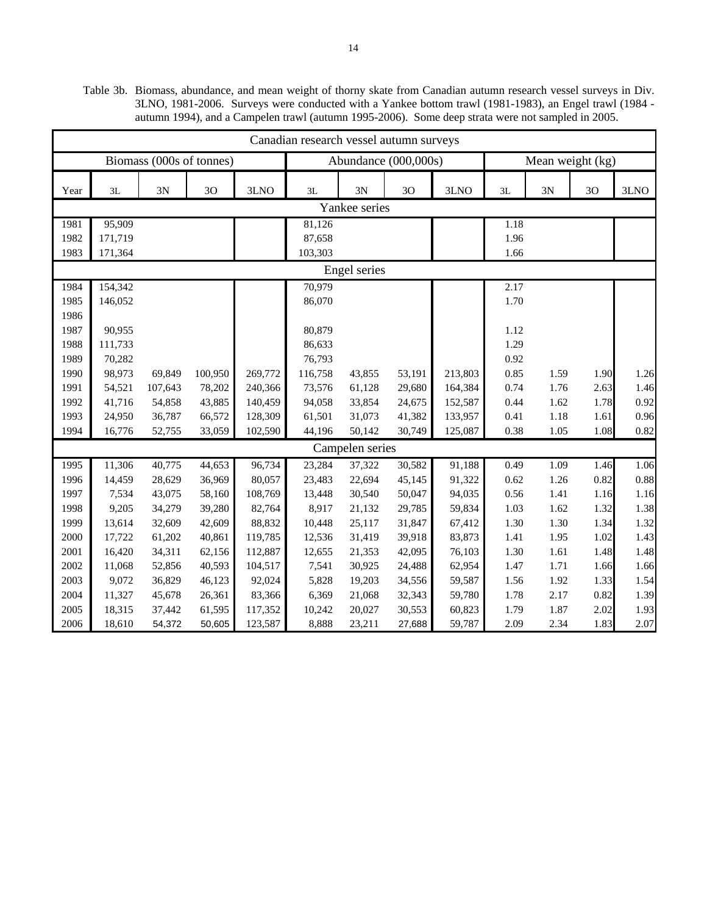Table 3b. Biomass, abundance, and mean weight of thorny skate from Canadian autumn research vessel surveys in Div. 3LNO, 1981-2006. Surveys were conducted with a Yankee bottom trawl (1981-1983), an Engel trawl (1984 - autumn 1994), and a Campelen trawl (autumn 1995-2006). Some deep strata were not sampled in 2005.

| Canadian research vessel autumn surveys | | | | | | | | | | | | |
|---|---|---|---|---|---|---|---|---|---|---|---|---|
| | Biomass (000s of tonnes) | | | | Abundance (000,000s) | | | | Mean weight (kg) | | | |
| Year | 3L | 3N | 3O | 3LNO | 3L | 3N | 3O | 3LNO | 3L | 3N | 3O | 3LNO |
| Yankee series | | | | | | | | | | | | |
| 1981 | 95,909 | | | | 81,126 | | | | 1.18 | | | |
| 1982 | 171,719 | | | | 87,658 | | | | 1.96 | | | |
| 1983 | 171,364 | | | | 103,303 | | | | 1.66 | | | |
| Engel series | | | | | | | | | | | | |
| 1984 | 154,342 | | | | 70,979 | | | | 2.17 | | | |
| 1985 | 146,052 | | | | 86,070 | | | | 1.70 | | | |
| 1986 | | | | | | | | | | | | |
| 1987 | 90,955 | | | | 80,879 | | | | 1.12 | | | |
| 1988 | 111,733 | | | | 86,633 | | | | 1.29 | | | |
| 1989 | 70,282 | | | | 76,793 | | | | 0.92 | | | |
| 1990 | 98,973 | 69,849 | 100,950 | 269,772 | 116,758 | 43,855 | 53,191 | 213,803 | 0.85 | 1.59 | 1.90 | 1.26 |
| 1991 | 54,521 | 107,643 | 78,202 | 240,366 | 73,576 | 61,128 | 29,680 | 164,384 | 0.74 | 1.76 | 2.63 | 1.46 |
| 1992 | 41,716 | 54,858 | 43,885 | 140,459 | 94,058 | 33,854 | 24,675 | 152,587 | 0.44 | 1.62 | 1.78 | 0.92 |
| 1993 | 24,950 | 36,787 | 66,572 | 128,309 | 61,501 | 31,073 | 41,382 | 133,957 | 0.41 | 1.18 | 1.61 | 0.96 |
| 1994 | 16,776 | 52,755 | 33,059 | 102,590 | 44,196 | 50,142 | 30,749 | 125,087 | 0.38 | 1.05 | 1.08 | 0.82 |
| Campelen series | | | | | | | | | | | | |
| 1995 | 11,306 | 40,775 | 44,653 | 96,734 | 23,284 | 37,322 | 30,582 | 91,188 | 0.49 | 1.09 | 1.46 | 1.06 |
| 1996 | 14,459 | 28,629 | 36,969 | 80,057 | 23,483 | 22,694 | 45,145 | 91,322 | 0.62 | 1.26 | 0.82 | 0.88 |
| 1997 | 7,534 | 43,075 | 58,160 | 108,769 | 13,448 | 30,540 | 50,047 | 94,035 | 0.56 | 1.41 | 1.16 | 1.16 |
| 1998 | 9,205 | 34,279 | 39,280 | 82,764 | 8,917 | 21,132 | 29,785 | 59,834 | 1.03 | 1.62 | 1.32 | 1.38 |
| 1999 | 13,614 | 32,609 | 42,609 | 88,832 | 10,448 | 25,117 | 31,847 | 67,412 | 1.30 | 1.30 | 1.34 | 1.32 |
| 2000 | 17,722 | 61,202 | 40,861 | 119,785 | 12,536 | 31,419 | 39,918 | 83,873 | 1.41 | 1.95 | 1.02 | 1.43 |
| 2001 | 16,420 | 34,311 | 62,156 | 112,887 | 12,655 | 21,353 | 42,095 | 76,103 | 1.30 | 1.61 | 1.48 | 1.48 |
| 2002 | 11,068 | 52,856 | 40,593 | 104,517 | 7,541 | 30,925 | 24,488 | 62,954 | 1.47 | 1.71 | 1.66 | 1.66 |
| 2003 | 9,072 | 36,829 | 46,123 | 92,024 | 5,828 | 19,203 | 34,556 | 59,587 | 1.56 | 1.92 | 1.33 | 1.54 |
| 2004 | 11,327 | 45,678 | 26,361 | 83,366 | 6,369 | 21,068 | 32,343 | 59,780 | 1.78 | 2.17 | 0.82 | 1.39 |
| 2005 | 18,315 | 37,442 | 61,595 | 117,352 | 10,242 | 20,027 | 30,553 | 60,823 | 1.79 | 1.87 | 2.02 | 1.93 |
| 2006 | 18,610 | 54,372 | 50,605 | 123,587 | 8,888 | 23,211 | 27,688 | 59,787 | 2.09 | 2.34 | 1.83 | 2.07 |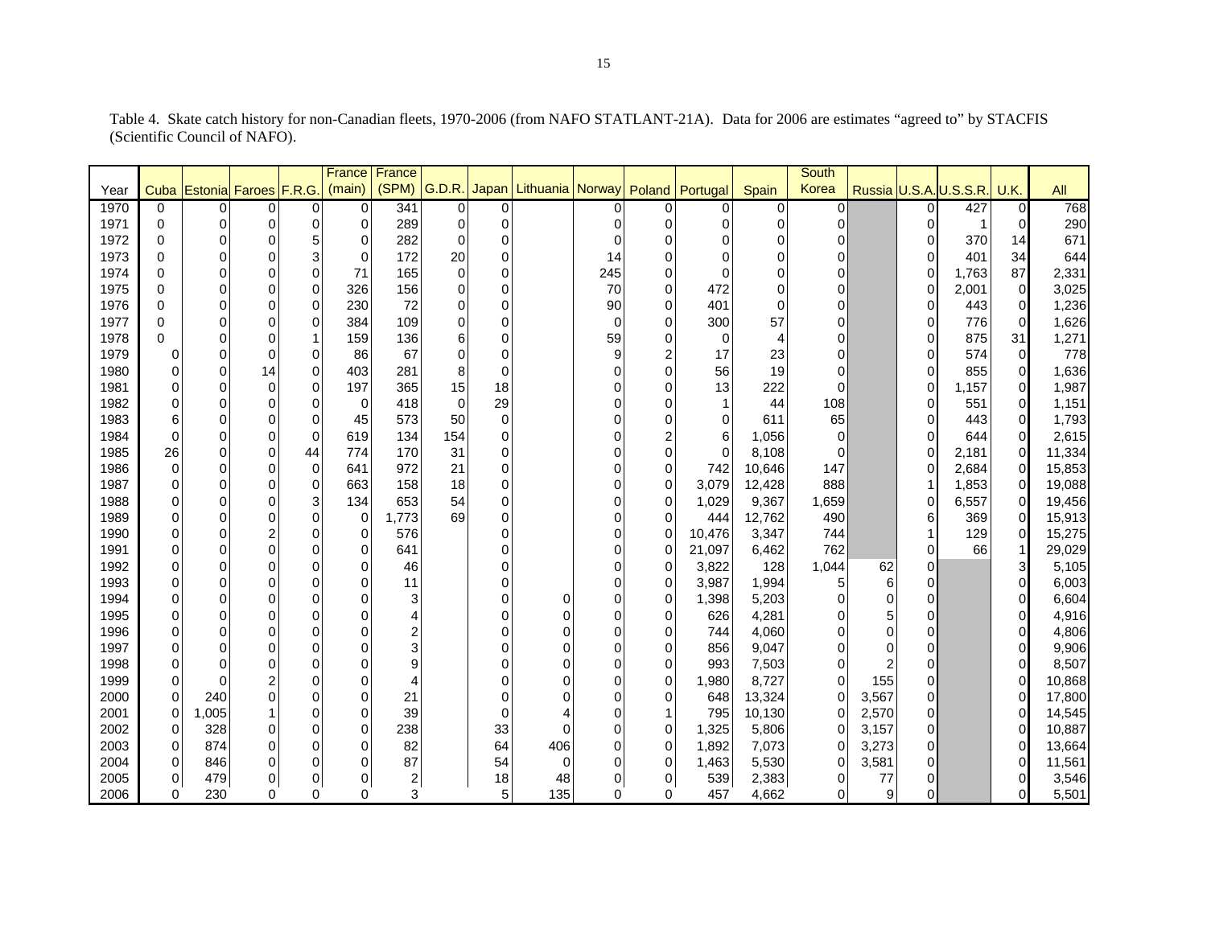Table 4. Skate catch history for non-Canadian fleets, 1970-2006 (from NAFO STATLANT-21A). Data for 2006 are estimates "agreed to" by STACFIS (Scientific Council of NAFO).

| Year | Cuba | Estonia | Faroes | F.R.G. | France (main) | France (SPM) | G.D.R. | Japan | Lithuania | Norway | Poland | Portugal | Spain | South Korea | Russia | U.S.A. | U.S.S.R. | U.K. | All |
|---|---|---|---|---|---|---|---|---|---|---|---|---|---|---|---|---|---|---|---|
| 1970 | 0 | 0 | 0 | 0 | 0 | 341 | 0 | 0 | | 0 | 0 | 0 | 0 | 0 | | 0 | 427 | 0 | 768 |
| 1971 | 0 | 0 | 0 | 0 | 0 | 289 | 0 | 0 | | 0 | 0 | 0 | 0 | 0 | | 0 | 1 | 0 | 290 |
| 1972 | 0 | 0 | 0 | 5 | 0 | 282 | 0 | 0 | | 0 | 0 | 0 | 0 | 0 | | 0 | 370 | 14 | 671 |
| 1973 | 0 | 0 | 0 | 3 | 0 | 172 | 20 | 0 | | 14 | 0 | 0 | 0 | 0 | | 0 | 401 | 34 | 644 |
| 1974 | 0 | 0 | 0 | 0 | 71 | 165 | 0 | 0 | | 245 | 0 | 0 | 0 | 0 | | 0 | 1,763 | 87 | 2,331 |
| 1975 | 0 | 0 | 0 | 0 | 326 | 156 | 0 | 0 | | 70 | 0 | 472 | 0 | 0 | | 0 | 2,001 | 0 | 3,025 |
| 1976 | 0 | 0 | 0 | 0 | 230 | 72 | 0 | 0 | | 90 | 0 | 401 | 0 | 0 | | 0 | 443 | 0 | 1,236 |
| 1977 | 0 | 0 | 0 | 0 | 384 | 109 | 0 | 0 | | 0 | 0 | 300 | 57 | 0 | | 0 | 776 | 0 | 1,626 |
| 1978 | 0 | 0 | 0 | 1 | 159 | 136 | 6 | 0 | | 59 | 0 | 0 | 4 | 0 | | 0 | 875 | 31 | 1,271 |
| 1979 | 0 | 0 | 0 | 0 | 86 | 67 | 0 | 0 | | 9 | 2 | 17 | 23 | 0 | | 0 | 574 | 0 | 778 |
| 1980 | 0 | 0 | 14 | 0 | 403 | 281 | 8 | 0 | | 0 | 0 | 56 | 19 | 0 | | 0 | 855 | 0 | 1,636 |
| 1981 | 0 | 0 | 0 | 0 | 197 | 365 | 15 | 18 | | 0 | 0 | 13 | 222 | 0 | | 0 | 1,157 | 0 | 1,987 |
| 1982 | 0 | 0 | 0 | 0 | 0 | 418 | 0 | 29 | | 0 | 0 | 1 | 44 | 108 | | 0 | 551 | 0 | 1,151 |
| 1983 | 6 | 0 | 0 | 0 | 45 | 573 | 50 | 0 | | 0 | 0 | 0 | 611 | 65 | | 0 | 443 | 0 | 1,793 |
| 1984 | 0 | 0 | 0 | 0 | 619 | 134 | 154 | 0 | | 0 | 2 | 6 | 1,056 | 0 | | 0 | 644 | 0 | 2,615 |
| 1985 | 26 | 0 | 0 | 44 | 774 | 170 | 31 | 0 | | 0 | 0 | 0 | 8,108 | 0 | | 0 | 2,181 | 0 | 11,334 |
| 1986 | 0 | 0 | 0 | 0 | 641 | 972 | 21 | 0 | | 0 | 0 | 742 | 10,646 | 147 | | 0 | 2,684 | 0 | 15,853 |
| 1987 | 0 | 0 | 0 | 0 | 663 | 158 | 18 | 0 | | 0 | 0 | 3,079 | 12,428 | 888 | | 1 | 1,853 | 0 | 19,088 |
| 1988 | 0 | 0 | 0 | 3 | 134 | 653 | 54 | 0 | | 0 | 0 | 1,029 | 9,367 | 1,659 | | 0 | 6,557 | 0 | 19,456 |
| 1989 | 0 | 0 | 0 | 0 | 0 | 1,773 | 69 | 0 | | 0 | 0 | 444 | 12,762 | 490 | | 6 | 369 | 0 | 15,913 |
| 1990 | 0 | 0 | 2 | 0 | 0 | 576 | | 0 | | 0 | 0 | 10,476 | 3,347 | 744 | | 1 | 129 | 0 | 15,275 |
| 1991 | 0 | 0 | 0 | 0 | 0 | 641 | | 0 | | 0 | 0 | 21,097 | 6,462 | 762 | | 0 | 66 | 1 | 29,029 |
| 1992 | 0 | 0 | 0 | 0 | 0 | 46 | | 0 | | 0 | 0 | 3,822 | 128 | 1,044 | 62 | 0 | | 3 | 5,105 |
| 1993 | 0 | 0 | 0 | 0 | 0 | 11 | | 0 | | 0 | 0 | 3,987 | 1,994 | 5 | 6 | 0 | | 0 | 6,003 |
| 1994 | 0 | 0 | 0 | 0 | 0 | 3 | | 0 | 0 | 0 | 0 | 1,398 | 5,203 | 0 | 0 | 0 | | 0 | 6,604 |
| 1995 | 0 | 0 | 0 | 0 | 0 | 4 | | 0 | 0 | 0 | 0 | 626 | 4,281 | 0 | 5 | 0 | | 0 | 4,916 |
| 1996 | 0 | 0 | 0 | 0 | 0 | 2 | | 0 | 0 | 0 | 0 | 744 | 4,060 | 0 | 0 | 0 | | 0 | 4,806 |
| 1997 | 0 | 0 | 0 | 0 | 0 | 3 | | 0 | 0 | 0 | 0 | 856 | 9,047 | 0 | 0 | 0 | | 0 | 9,906 |
| 1998 | 0 | 0 | 0 | 0 | 0 | 9 | | 0 | 0 | 0 | 0 | 993 | 7,503 | 0 | 2 | 0 | | 0 | 8,507 |
| 1999 | 0 | 0 | 2 | 0 | 0 | 4 | | 0 | 0 | 0 | 0 | 1,980 | 8,727 | 0 | 155 | 0 | | 0 | 10,868 |
| 2000 | 0 | 240 | 0 | 0 | 0 | 21 | | 0 | 0 | 0 | 0 | 648 | 13,324 | 0 | 3,567 | 0 | | 0 | 17,800 |
| 2001 | 0 | 1,005 | 1 | 0 | 0 | 39 | | 0 | 4 | 0 | 1 | 795 | 10,130 | 0 | 2,570 | 0 | | 0 | 14,545 |
| 2002 | 0 | 328 | 0 | 0 | 0 | 238 | | 33 | 0 | 0 | 0 | 1,325 | 5,806 | 0 | 3,157 | 0 | | 0 | 10,887 |
| 2003 | 0 | 874 | 0 | 0 | 0 | 82 | | 64 | 406 | 0 | 0 | 1,892 | 7,073 | 0 | 3,273 | 0 | | 0 | 13,664 |
| 2004 | 0 | 846 | 0 | 0 | 0 | 87 | | 54 | 0 | 0 | 0 | 1,463 | 5,530 | 0 | 3,581 | 0 | | 0 | 11,561 |
| 2005 | 0 | 479 | 0 | 0 | 0 | 2 | | 18 | 48 | 0 | 0 | 539 | 2,383 | 0 | 77 | 0 | | 0 | 3,546 |
| 2006 | 0 | 230 | 0 | 0 | 0 | 3 | | 5 | 135 | 0 | 0 | 457 | 4,662 | 0 | 9 | 0 | | 0 | 5,501 |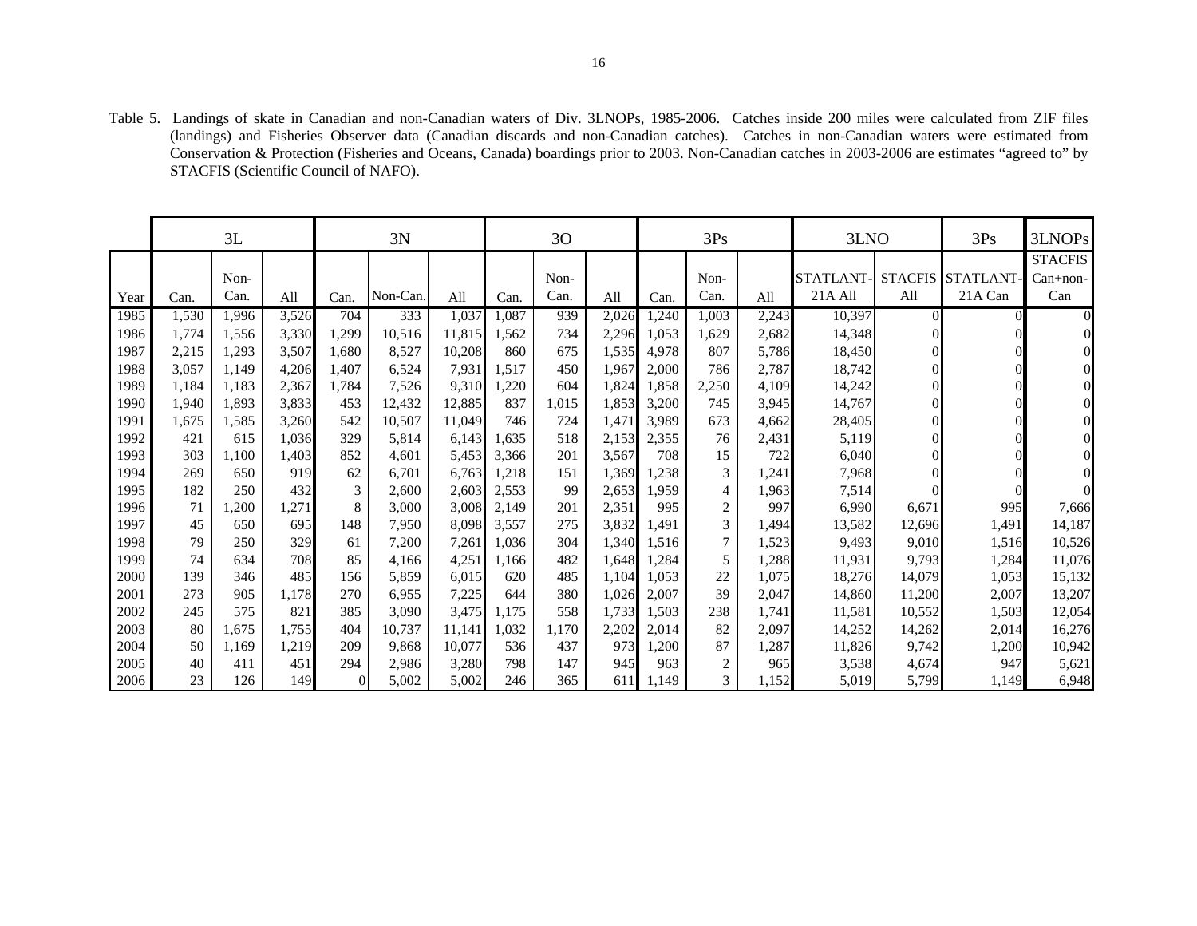Table 5. Landings of skate in Canadian and non-Canadian waters of Div. 3LNOPs, 1985-2006. Catches inside 200 miles were calculated from ZIF files (landings) and Fisheries Observer data (Canadian discards and non-Canadian catches). Catches in non-Canadian waters were estimated from Conservation & Protection (Fisheries and Oceans, Canada) boardings prior to 2003. Non-Canadian catches in 2003-2006 are estimates "agreed to" by STACFIS (Scientific Council of NAFO).

| | 3L | | | 3N | | | 3O | | | 3Ps | | | 3LNO | | 3Ps | 3LNOPs |
|---|---|---|---|---|---|---|---|---|---|---|---|---|---|---|---|---|
| Year | Can. | Non-Can. | All | Can. | Non-Can. | All | Can. | Non-Can. | All | Can. | Non-Can. | All | STATLANT-21A All | STACFIS All | STATLANT-21A Can | STACFIS Can+non-Can |
| 1985 | 1,530 | 1,996 | 3,526 | 704 | 333 | 1,037 | 1,087 | 939 | 2,026 | 1,240 | 1,003 | 2,243 | 10,397 | 0 | 0 | 0 |
| 1986 | 1,774 | 1,556 | 3,330 | 1,299 | 10,516 | 11,815 | 1,562 | 734 | 2,296 | 1,053 | 1,629 | 2,682 | 14,348 | 0 | 0 | 0 |
| 1987 | 2,215 | 1,293 | 3,507 | 1,680 | 8,527 | 10,208 | 860 | 675 | 1,535 | 4,978 | 807 | 5,786 | 18,450 | 0 | 0 | 0 |
| 1988 | 3,057 | 1,149 | 4,206 | 1,407 | 6,524 | 7,931 | 1,517 | 450 | 1,967 | 2,000 | 786 | 2,787 | 18,742 | 0 | 0 | 0 |
| 1989 | 1,184 | 1,183 | 2,367 | 1,784 | 7,526 | 9,310 | 1,220 | 604 | 1,824 | 1,858 | 2,250 | 4,109 | 14,242 | 0 | 0 | 0 |
| 1990 | 1,940 | 1,893 | 3,833 | 453 | 12,432 | 12,885 | 837 | 1,015 | 1,853 | 3,200 | 745 | 3,945 | 14,767 | 0 | 0 | 0 |
| 1991 | 1,675 | 1,585 | 3,260 | 542 | 10,507 | 11,049 | 746 | 724 | 1,471 | 3,989 | 673 | 4,662 | 28,405 | 0 | 0 | 0 |
| 1992 | 421 | 615 | 1,036 | 329 | 5,814 | 6,143 | 1,635 | 518 | 2,153 | 2,355 | 76 | 2,431 | 5,119 | 0 | 0 | 0 |
| 1993 | 303 | 1,100 | 1,403 | 852 | 4,601 | 5,453 | 3,366 | 201 | 3,567 | 708 | 15 | 722 | 6,040 | 0 | 0 | 0 |
| 1994 | 269 | 650 | 919 | 62 | 6,701 | 6,763 | 1,218 | 151 | 1,369 | 1,238 | 3 | 1,241 | 7,968 | 0 | 0 | 0 |
| 1995 | 182 | 250 | 432 | 3 | 2,600 | 2,603 | 2,553 | 99 | 2,653 | 1,959 | 4 | 1,963 | 7,514 | 0 | 0 | 0 |
| 1996 | 71 | 1,200 | 1,271 | 8 | 3,000 | 3,008 | 2,149 | 201 | 2,351 | 995 | 2 | 997 | 6,990 | 6,671 | 995 | 7,666 |
| 1997 | 45 | 650 | 695 | 148 | 7,950 | 8,098 | 3,557 | 275 | 3,832 | 1,491 | 3 | 1,494 | 13,582 | 12,696 | 1,491 | 14,187 |
| 1998 | 79 | 250 | 329 | 61 | 7,200 | 7,261 | 1,036 | 304 | 1,340 | 1,516 | 7 | 1,523 | 9,493 | 9,010 | 1,516 | 10,526 |
| 1999 | 74 | 634 | 708 | 85 | 4,166 | 4,251 | 1,166 | 482 | 1,648 | 1,284 | 5 | 1,288 | 11,931 | 9,793 | 1,284 | 11,076 |
| 2000 | 139 | 346 | 485 | 156 | 5,859 | 6,015 | 620 | 485 | 1,104 | 1,053 | 22 | 1,075 | 18,276 | 14,079 | 1,053 | 15,132 |
| 2001 | 273 | 905 | 1,178 | 270 | 6,955 | 7,225 | 644 | 380 | 1,026 | 2,007 | 39 | 2,047 | 14,860 | 11,200 | 2,007 | 13,207 |
| 2002 | 245 | 575 | 821 | 385 | 3,090 | 3,475 | 1,175 | 558 | 1,733 | 1,503 | 238 | 1,741 | 11,581 | 10,552 | 1,503 | 12,054 |
| 2003 | 80 | 1,675 | 1,755 | 404 | 10,737 | 11,141 | 1,032 | 1,170 | 2,202 | 2,014 | 82 | 2,097 | 14,252 | 14,262 | 2,014 | 16,276 |
| 2004 | 50 | 1,169 | 1,219 | 209 | 9,868 | 10,077 | 536 | 437 | 973 | 1,200 | 87 | 1,287 | 11,826 | 9,742 | 1,200 | 10,942 |
| 2005 | 40 | 411 | 451 | 294 | 2,986 | 3,280 | 798 | 147 | 945 | 963 | 2 | 965 | 3,538 | 4,674 | 947 | 5,621 |
| 2006 | 23 | 126 | 149 | 0 | 5,002 | 5,002 | 246 | 365 | 611 | 1,149 | 3 | 1,152 | 5,019 | 5,799 | 1,149 | 6,948 |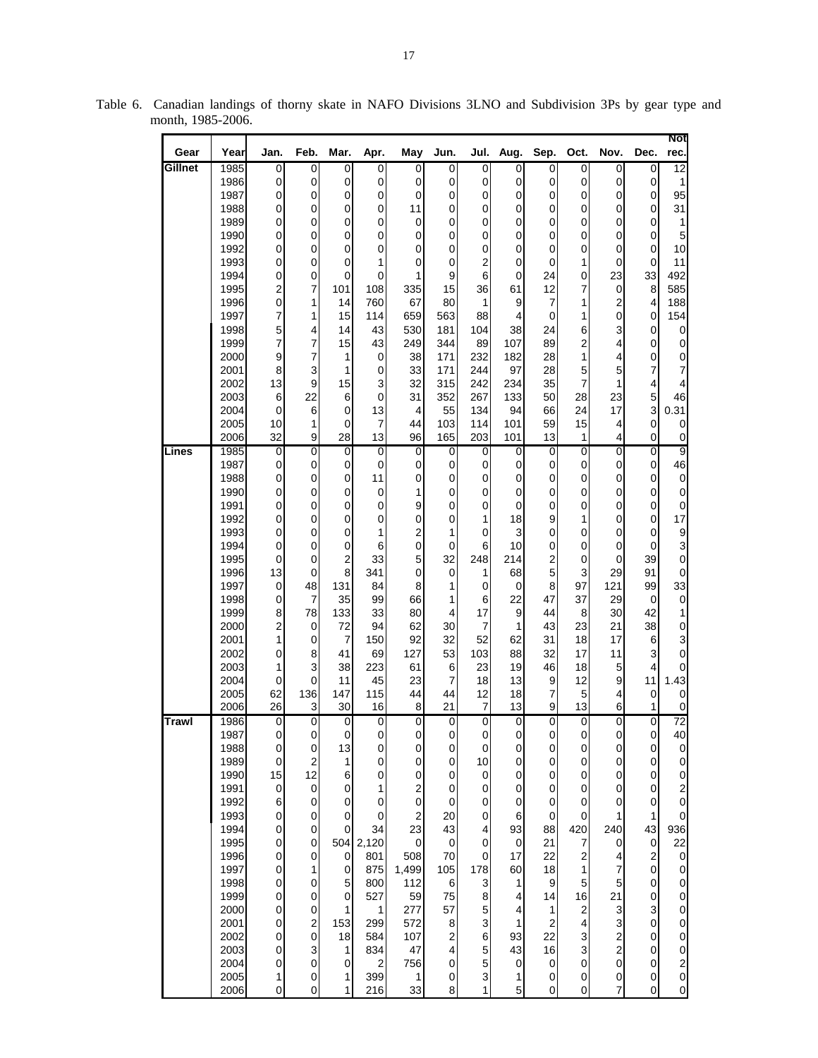Table 6. Canadian landings of thorny skate in NAFO Divisions 3LNO and Subdivision 3Ps by gear type and month, 1985-2006.

| Gear | Year | Jan. | Feb. | Mar. | Apr. | May | Jun. | Jul. | Aug. | Sep. | Oct. | Nov. | Dec. | Not rec. |
|---|---|---|---|---|---|---|---|---|---|---|---|---|---|---|
| **Gillnet** | 1985 | 0 | 0 | 0 | 0 | 0 | 0 | 0 | 0 | 0 | 0 | 0 | 0 | 12 |
| | 1986 | 0 | 0 | 0 | 0 | 0 | 0 | 0 | 0 | 0 | 0 | 0 | 0 | 1 |
| | 1987 | 0 | 0 | 0 | 0 | 0 | 0 | 0 | 0 | 0 | 0 | 0 | 0 | 95 |
| | 1988 | 0 | 0 | 0 | 0 | 11 | 0 | 0 | 0 | 0 | 0 | 0 | 0 | 31 |
| | 1989 | 0 | 0 | 0 | 0 | 0 | 0 | 0 | 0 | 0 | 0 | 0 | 0 | 1 |
| | 1990 | 0 | 0 | 0 | 0 | 0 | 0 | 0 | 0 | 0 | 0 | 0 | 0 | 5 |
| | 1992 | 0 | 0 | 0 | 0 | 0 | 0 | 0 | 0 | 0 | 0 | 0 | 0 | 10 |
| | 1993 | 0 | 0 | 0 | 1 | 0 | 0 | 2 | 0 | 0 | 1 | 0 | 0 | 11 |
| | 1994 | 0 | 0 | 0 | 0 | 1 | 9 | 6 | 0 | 24 | 0 | 23 | 33 | 492 |
| | 1995 | 2 | 7 | 101 | 108 | 335 | 15 | 36 | 61 | 12 | 7 | 0 | 8 | 585 |
| | 1996 | 0 | 1 | 14 | 760 | 67 | 80 | 1 | 9 | 7 | 1 | 2 | 4 | 188 |
| | 1997 | 7 | 1 | 15 | 114 | 659 | 563 | 88 | 4 | 0 | 1 | 0 | 0 | 154 |
| | 1998 | 5 | 4 | 14 | 43 | 530 | 181 | 104 | 38 | 24 | 6 | 3 | 0 | 0 |
| | 1999 | 7 | 7 | 15 | 43 | 249 | 344 | 89 | 107 | 89 | 2 | 4 | 0 | 0 |
| | 2000 | 9 | 7 | 1 | 0 | 38 | 171 | 232 | 182 | 28 | 1 | 4 | 0 | 0 |
| | 2001 | 8 | 3 | 1 | 0 | 33 | 171 | 244 | 97 | 28 | 5 | 5 | 7 | 7 |
| | 2002 | 13 | 9 | 15 | 3 | 32 | 315 | 242 | 234 | 35 | 7 | 1 | 4 | 4 |
| | 2003 | 6 | 22 | 6 | 0 | 31 | 352 | 267 | 133 | 50 | 28 | 23 | 5 | 46 |
| | 2004 | 0 | 6 | 0 | 13 | 4 | 55 | 134 | 94 | 66 | 24 | 17 | 3 | 0.31 |
| | 2005 | 10 | 1 | 0 | 7 | 44 | 103 | 114 | 101 | 59 | 15 | 4 | 0 | 0 |
| | 2006 | 32 | 9 | 28 | 13 | 96 | 165 | 203 | 101 | 13 | 1 | 4 | 0 | 0 |
| **Lines** | 1985 | 0 | 0 | 0 | 0 | 0 | 0 | 0 | 0 | 0 | 0 | 0 | 0 | 9 |
| | 1987 | 0 | 0 | 0 | 0 | 0 | 0 | 0 | 0 | 0 | 0 | 0 | 0 | 46 |
| | 1988 | 0 | 0 | 0 | 11 | 0 | 0 | 0 | 0 | 0 | 0 | 0 | 0 | 0 |
| | 1990 | 0 | 0 | 0 | 0 | 1 | 0 | 0 | 0 | 0 | 0 | 0 | 0 | 0 |
| | 1991 | 0 | 0 | 0 | 0 | 9 | 0 | 0 | 0 | 0 | 0 | 0 | 0 | 0 |
| | 1992 | 0 | 0 | 0 | 0 | 0 | 0 | 1 | 18 | 9 | 1 | 0 | 0 | 17 |
| | 1993 | 0 | 0 | 0 | 1 | 2 | 1 | 0 | 3 | 0 | 0 | 0 | 0 | 9 |
| | 1994 | 0 | 0 | 0 | 6 | 0 | 0 | 6 | 10 | 0 | 0 | 0 | 0 | 3 |
| | 1995 | 0 | 0 | 2 | 33 | 5 | 32 | 248 | 214 | 2 | 0 | 0 | 39 | 0 |
| | 1996 | 13 | 0 | 8 | 341 | 0 | 0 | 1 | 68 | 5 | 3 | 29 | 91 | 0 |
| | 1997 | 0 | 48 | 131 | 84 | 8 | 1 | 0 | 0 | 8 | 97 | 121 | 99 | 33 |
| | 1998 | 0 | 7 | 35 | 99 | 66 | 1 | 6 | 22 | 47 | 37 | 29 | 0 | 0 |
| | 1999 | 8 | 78 | 133 | 33 | 80 | 4 | 17 | 9 | 44 | 8 | 30 | 42 | 1 |
| | 2000 | 2 | 0 | 72 | 94 | 62 | 30 | 7 | 1 | 43 | 23 | 21 | 38 | 0 |
| | 2001 | 1 | 0 | 7 | 150 | 92 | 32 | 52 | 62 | 31 | 18 | 17 | 6 | 3 |
| | 2002 | 0 | 8 | 41 | 69 | 127 | 53 | 103 | 88 | 32 | 17 | 11 | 3 | 0 |
| | 2003 | 1 | 3 | 38 | 223 | 61 | 6 | 23 | 19 | 46 | 18 | 5 | 4 | 0 |
| | 2004 | 0 | 0 | 11 | 45 | 23 | 7 | 18 | 13 | 9 | 12 | 9 | 11 | 1.43 |
| | 2005 | 62 | 136 | 147 | 115 | 44 | 44 | 12 | 18 | 7 | 5 | 4 | 0 | 0 |
| | 2006 | 26 | 3 | 30 | 16 | 8 | 21 | 7 | 13 | 9 | 13 | 6 | 1 | 0 |
| **Trawl** | 1986 | 0 | 0 | 0 | 0 | 0 | 0 | 0 | 0 | 0 | 0 | 0 | 0 | 72 |
| | 1987 | 0 | 0 | 0 | 0 | 0 | 0 | 0 | 0 | 0 | 0 | 0 | 0 | 40 |
| | 1988 | 0 | 0 | 13 | 0 | 0 | 0 | 0 | 0 | 0 | 0 | 0 | 0 | 0 |
| | 1989 | 0 | 2 | 1 | 0 | 0 | 0 | 10 | 0 | 0 | 0 | 0 | 0 | 0 |
| | 1990 | 15 | 12 | 6 | 0 | 0 | 0 | 0 | 0 | 0 | 0 | 0 | 0 | 0 |
| | 1991 | 0 | 0 | 0 | 1 | 2 | 0 | 0 | 0 | 0 | 0 | 0 | 0 | 2 |
| | 1992 | 6 | 0 | 0 | 0 | 0 | 0 | 0 | 0 | 0 | 0 | 0 | 0 | 0 |
| | 1993 | 0 | 0 | 0 | 0 | 2 | 20 | 0 | 6 | 0 | 0 | 1 | 1 | 0 |
| | 1994 | 0 | 0 | 0 | 34 | 23 | 43 | 4 | 93 | 88 | 420 | 240 | 43 | 936 |
| | 1995 | 0 | 0 | 504 | 2,120 | 0 | 0 | 0 | 0 | 21 | 7 | 0 | 0 | 22 |
| | 1996 | 0 | 0 | 0 | 801 | 508 | 70 | 0 | 17 | 22 | 2 | 4 | 2 | 0 |
| | 1997 | 0 | 1 | 0 | 875 | 1,499 | 105 | 178 | 60 | 18 | 1 | 7 | 0 | 0 |
| | 1998 | 0 | 0 | 5 | 800 | 112 | 6 | 3 | 1 | 9 | 5 | 5 | 0 | 0 |
| | 1999 | 0 | 0 | 0 | 527 | 59 | 75 | 8 | 4 | 14 | 16 | 21 | 0 | 0 |
| | 2000 | 0 | 0 | 1 | 1 | 277 | 57 | 5 | 4 | 1 | 2 | 3 | 3 | 0 |
| | 2001 | 0 | 2 | 153 | 299 | 572 | 8 | 3 | 1 | 2 | 4 | 3 | 0 | 0 |
| | 2002 | 0 | 0 | 18 | 584 | 107 | 2 | 6 | 93 | 22 | 3 | 2 | 0 | 0 |
| | 2003 | 0 | 3 | 1 | 834 | 47 | 4 | 5 | 43 | 16 | 3 | 2 | 0 | 0 |
| | 2004 | 0 | 0 | 0 | 2 | 756 | 0 | 5 | 0 | 0 | 0 | 0 | 0 | 2 |
| | 2005 | 1 | 0 | 1 | 399 | 1 | 0 | 3 | 1 | 0 | 0 | 0 | 0 | 0 |
| | 2006 | 0 | 0 | 1 | 216 | 33 | 8 | 1 | 5 | 0 | 0 | 7 | 0 | 0 |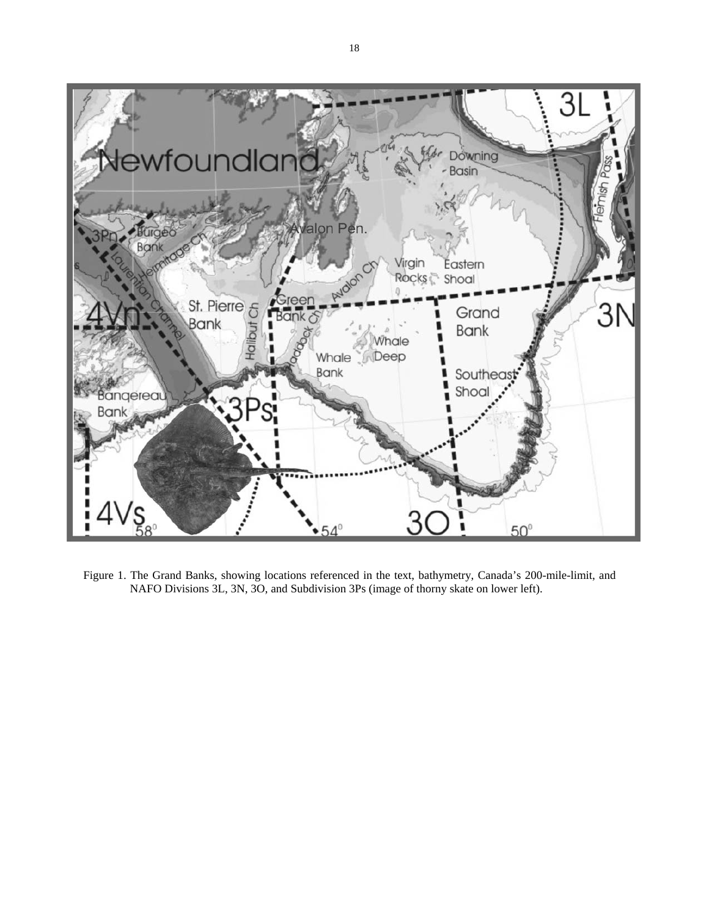Figure 1. The Grand Banks, showing locations referenced in the text, bathymetry, Canada's 200-mile-limit, and NAFO Divisions 3L, 3N, 3O, and Subdivision 3Ps (image of thorny skate on lower left).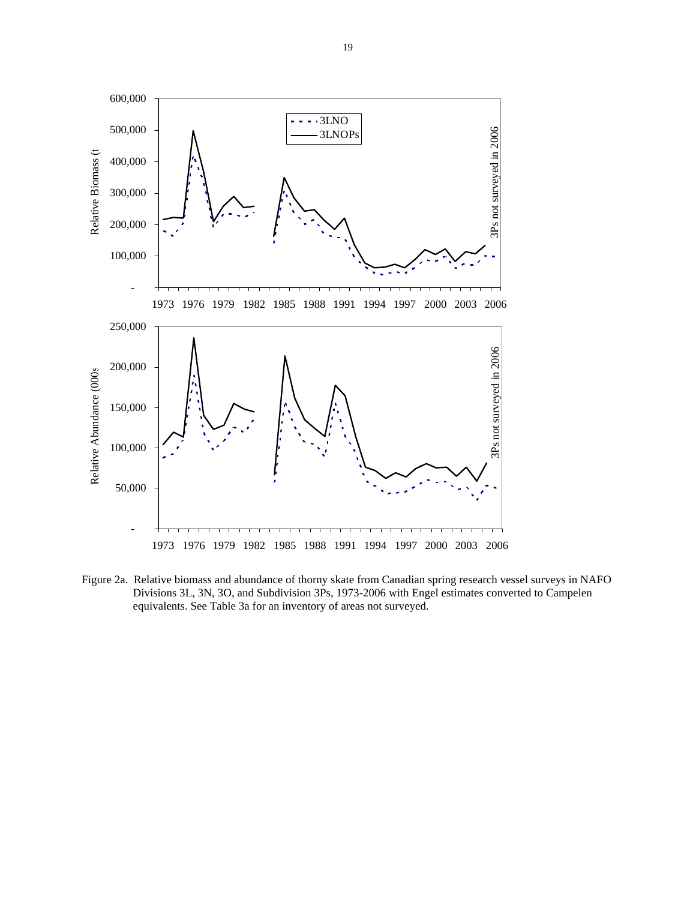Figure 2a. Relative biomass and abundance of thorny skate from Canadian spring research vessel surveys in NAFO Divisions 3L, 3N, 3O, and Subdivision 3Ps, 1973-2006 with Engel estimates converted to Campelen equivalents. See Table 3a for an inventory of areas not surveyed.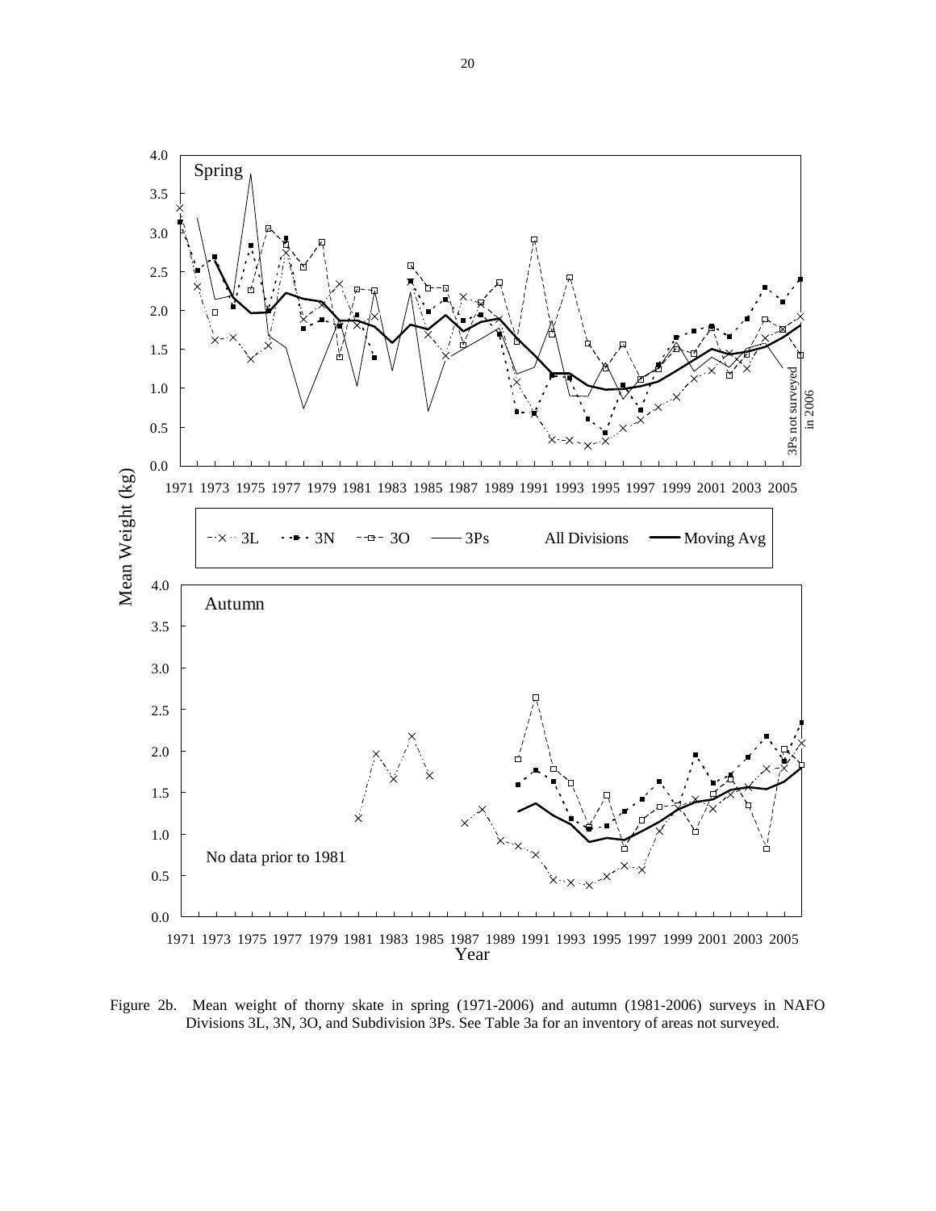Figure 2b. Mean weight of thorny skate in spring (1971-2006) and autumn (1981-2006) surveys in NAFO Divisions 3L, 3N, 3O, and Subdivision 3Ps. See Table 3a for an inventory of areas not surveyed.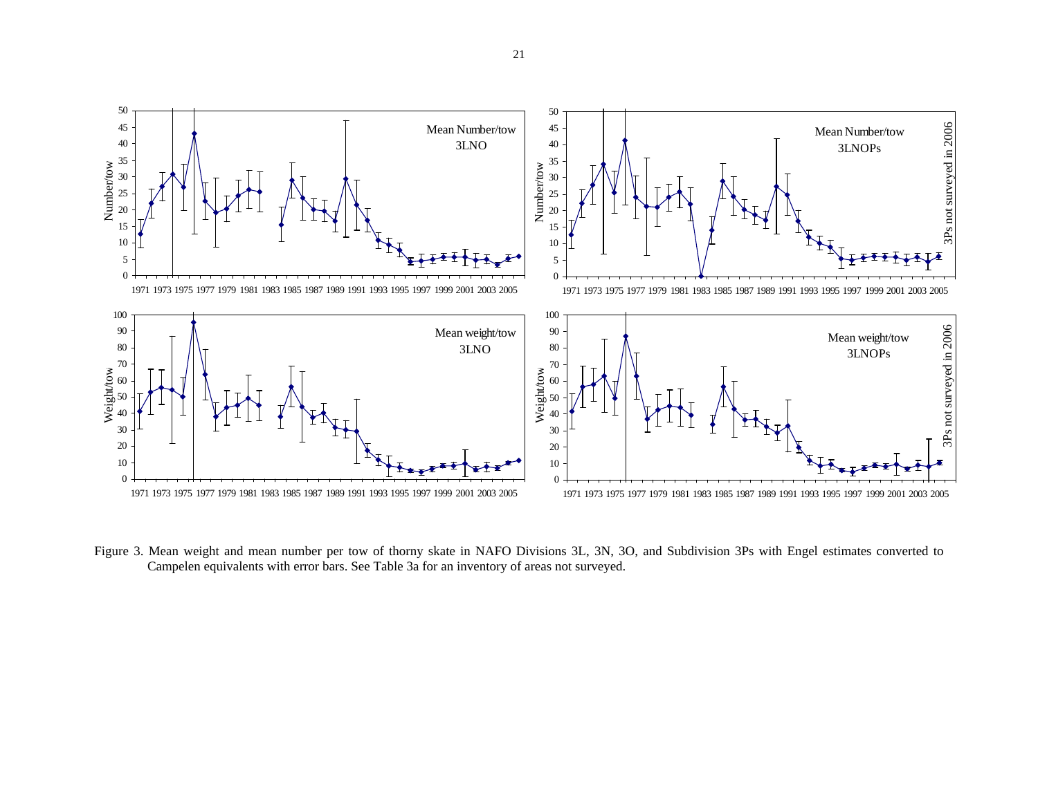Figure 3. Mean weight and mean number per tow of thorny skate in NAFO Divisions 3L, 3N, 3O, and Subdivision 3Ps with Engel estimates converted to Campelen equivalents with error bars. See Table 3a for an inventory of areas not surveyed.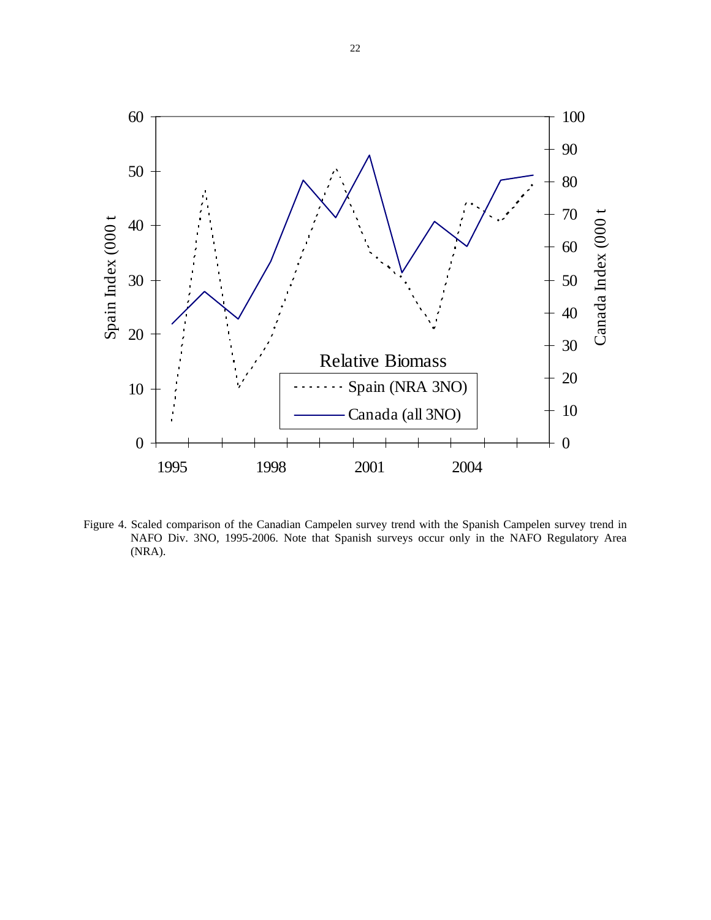Figure 4. Scaled comparison of the Canadian Campelen survey trend with the Spanish Campelen survey trend in NAFO Div. 3NO, 1995-2006. Note that Spanish surveys occur only in the NAFO Regulatory Area (NRA).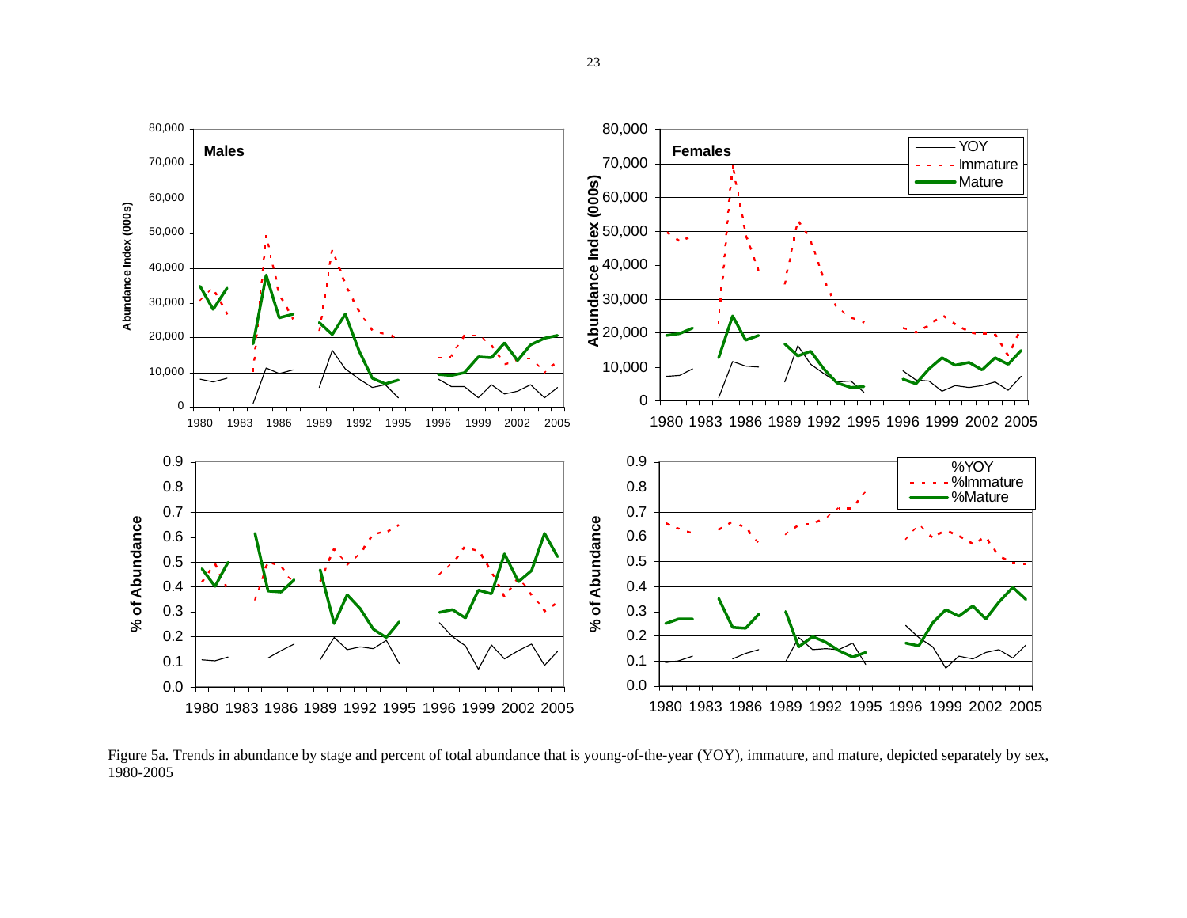Figure 5a. Trends in abundance by stage and percent of total abundance that is young-of-the-year (YOY), immature, and mature, depicted separately by sex, 1980-2005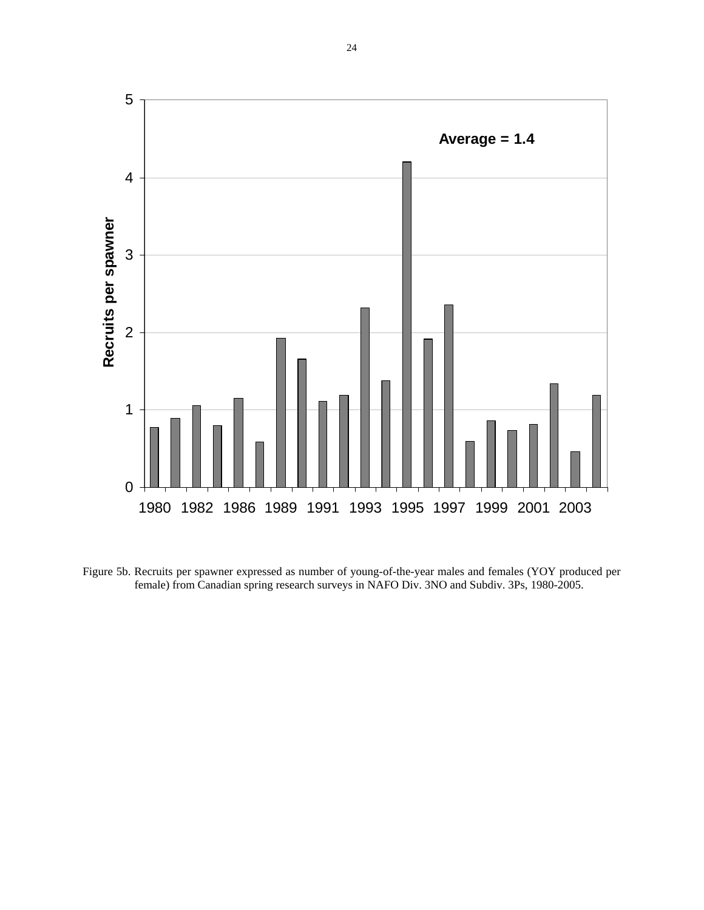Figure 5b. Recruits per spawner expressed as number of young-of-the-year males and females (YOY produced per female) from Canadian spring research surveys in NAFO Div. 3NO and Subdiv. 3Ps, 1980-2005.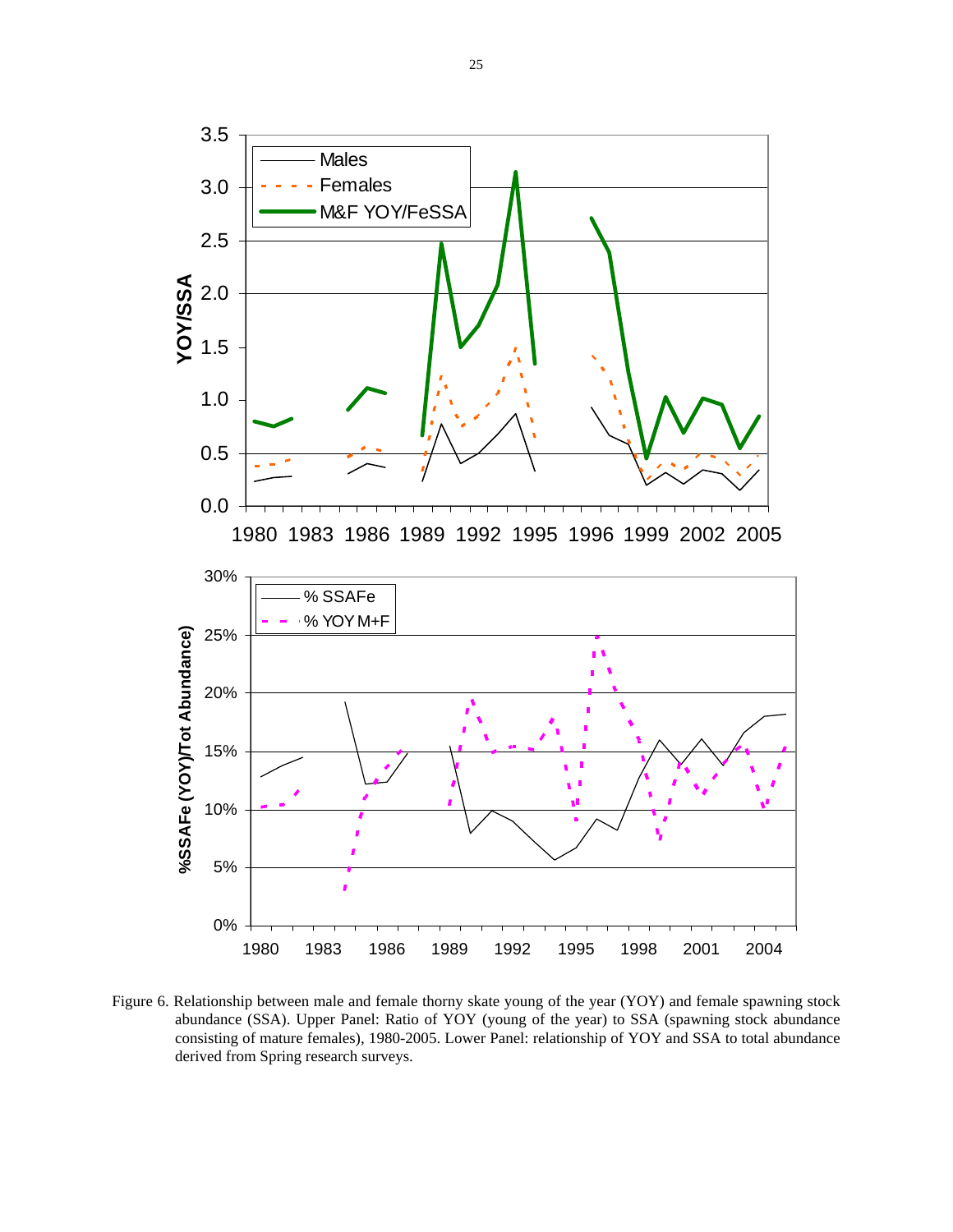Figure 6. Relationship between male and female thorny skate young of the year (YOY) and female spawning stock abundance (SSA). Upper Panel: Ratio of YOY (young of the year) to SSA (spawning stock abundance consisting of mature females), 1980-2005. Lower Panel: relationship of YOY and SSA to total abundance derived from Spring research surveys.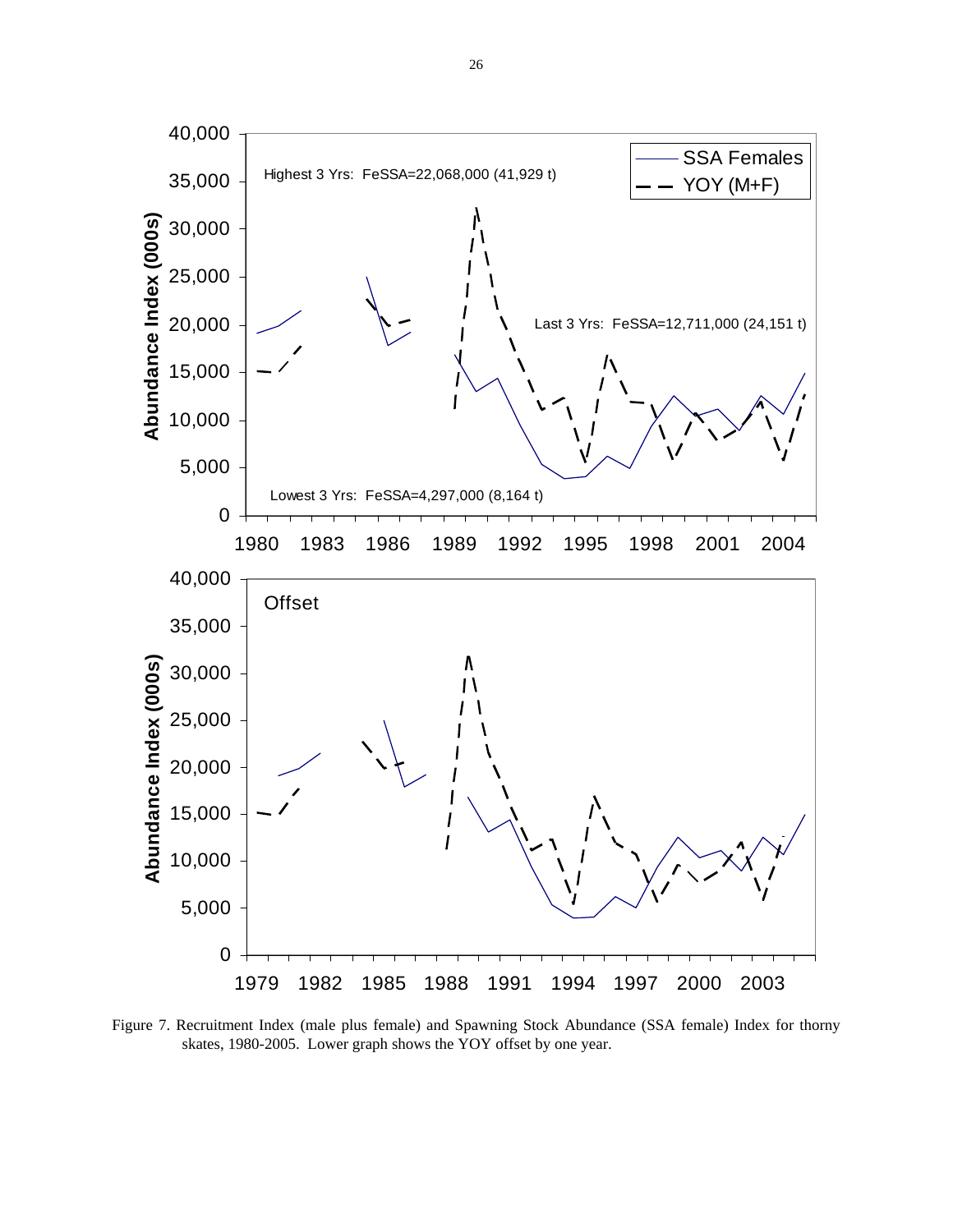Figure 7. Recruitment Index (male plus female) and Spawning Stock Abundance (SSA female) Index for thorny skates, 1980-2005. Lower graph shows the YOY offset by one year.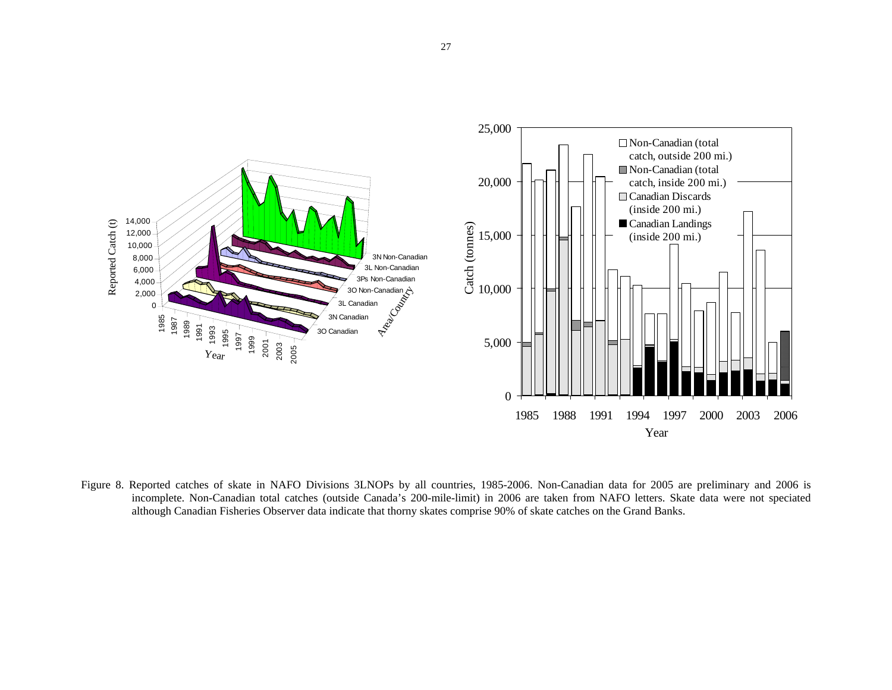Figure 8. Reported catches of skate in NAFO Divisions 3LNOPs by all countries, 1985-2006. Non-Canadian data for 2005 are preliminary and 2006 is incomplete. Non-Canadian total catches (outside Canada's 200-mile-limit) in 2006 are taken from NAFO letters. Skate data were not speciated although Canadian Fisheries Observer data indicate that thorny skates comprise 90% of skate catches on the Grand Banks.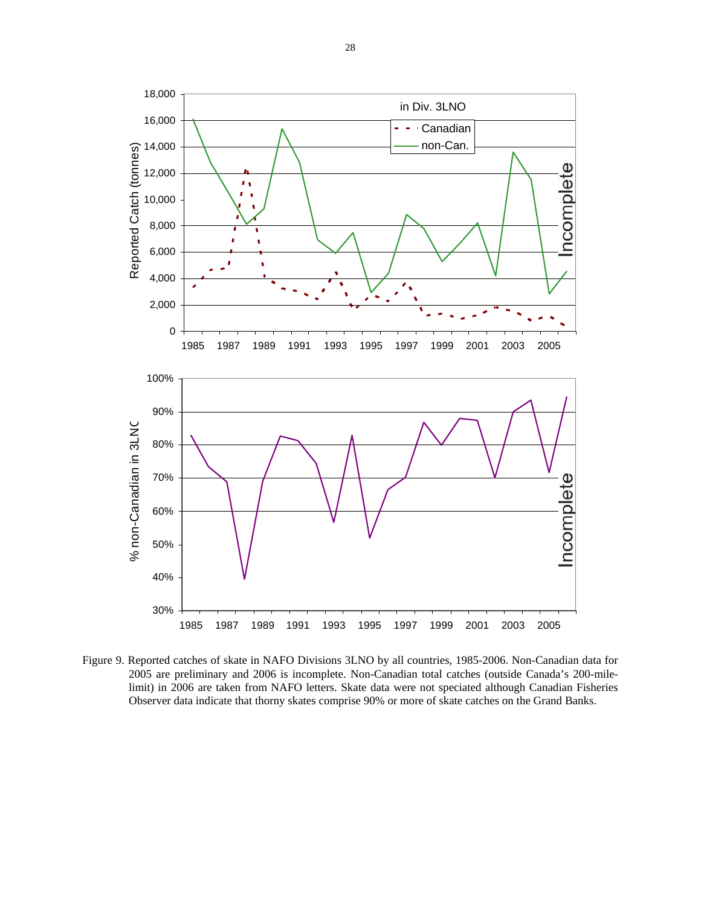Figure 9. Reported catches of skate in NAFO Divisions 3LNO by all countries, 1985-2006. Non-Canadian data for 2005 are preliminary and 2006 is incomplete. Non-Canadian total catches (outside Canada's 200-mile-limit) in 2006 are taken from NAFO letters. Skate data were not speciated although Canadian Fisheries Observer data indicate that thorny skates comprise 90% or more of skate catches on the Grand Banks.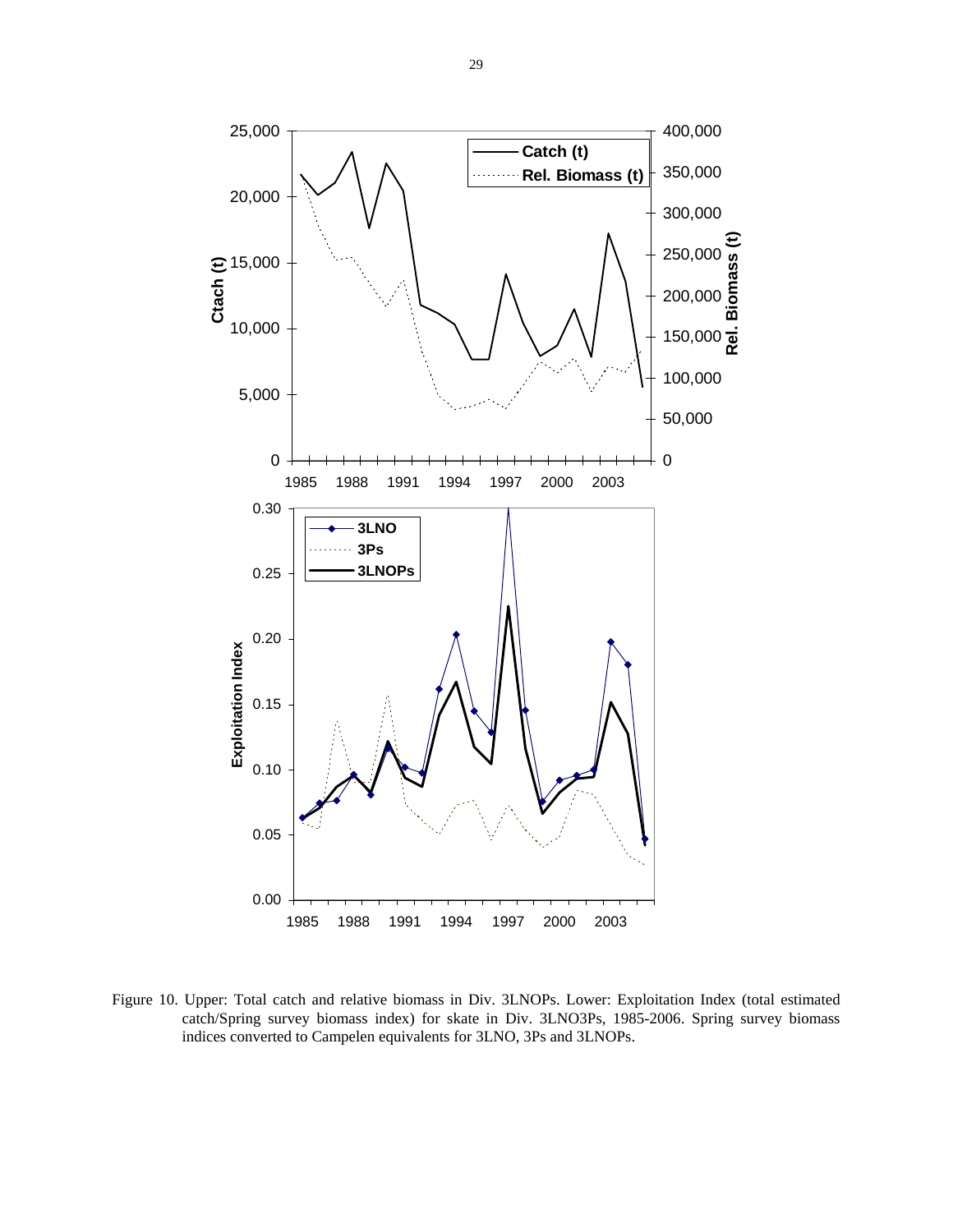Figure 10. Upper: Total catch and relative biomass in Div. 3LNOPs. Lower: Exploitation Index (total estimated catch/Spring survey biomass index) for skate in Div. 3LNO3Ps, 1985-2006. Spring survey biomass indices converted to Campelen equivalents for 3LNO, 3Ps and 3LNOPs.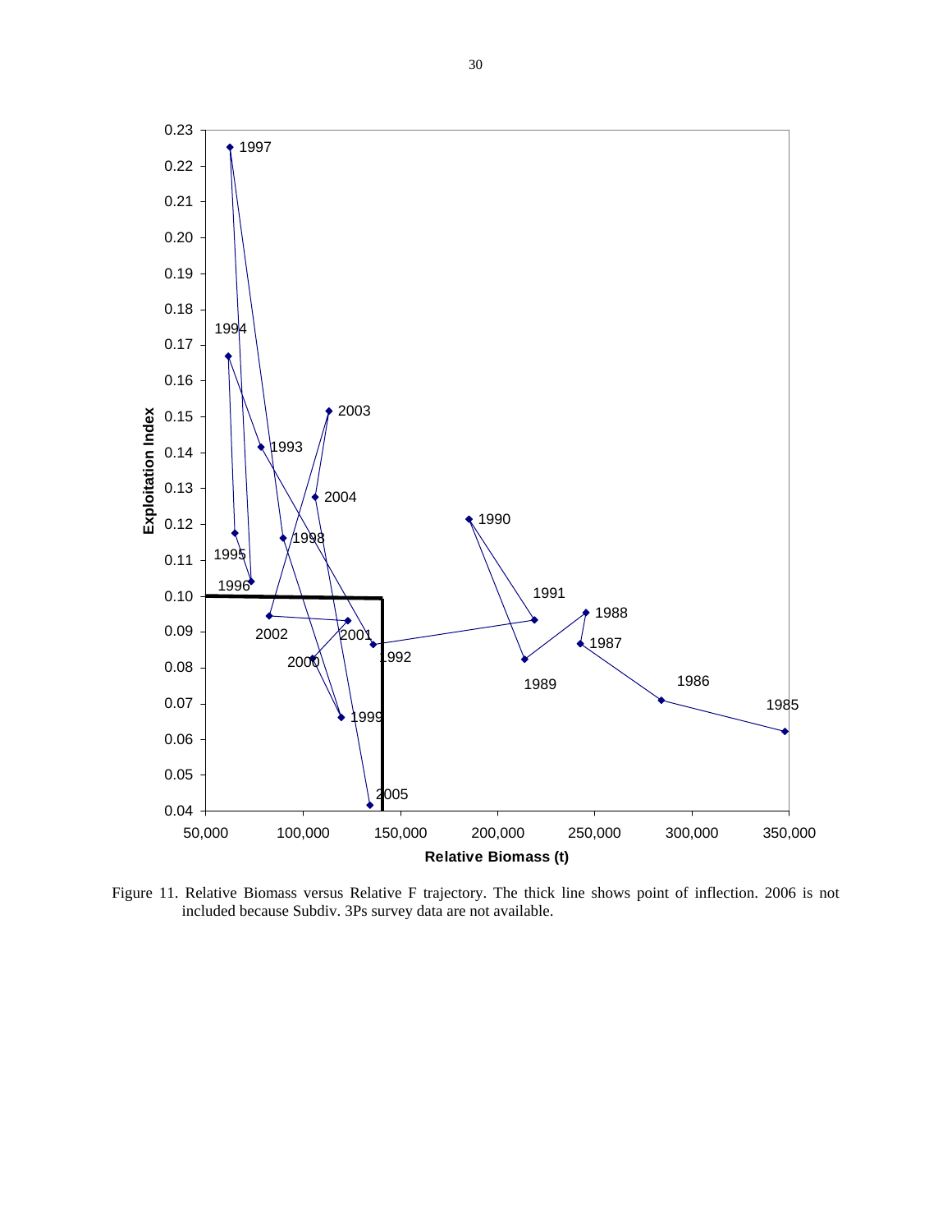0.23
0.22
0.21
0.20
0.19
0.18
0.17
0.16
0.15
0.14
0.13
0.12
0.11
0.10
0.09
0.08
0.07
0.06
0.05
0.04

**Exploitation Index**

1997
1994
2003
1993
2004
1990
1998
1995
1996
1991
1988
2002
2001
1987
2000
1992
1989
1986
1985
1999
2005

50,000
100,000
150,000
200,000
250,000
300,000
350,000

**Relative Biomass (t)**

Figure 11. Relative Biomass versus Relative F trajectory. The thick line shows point of inflection. 2006 is not included because Subdiv. 3Ps survey data are not available.